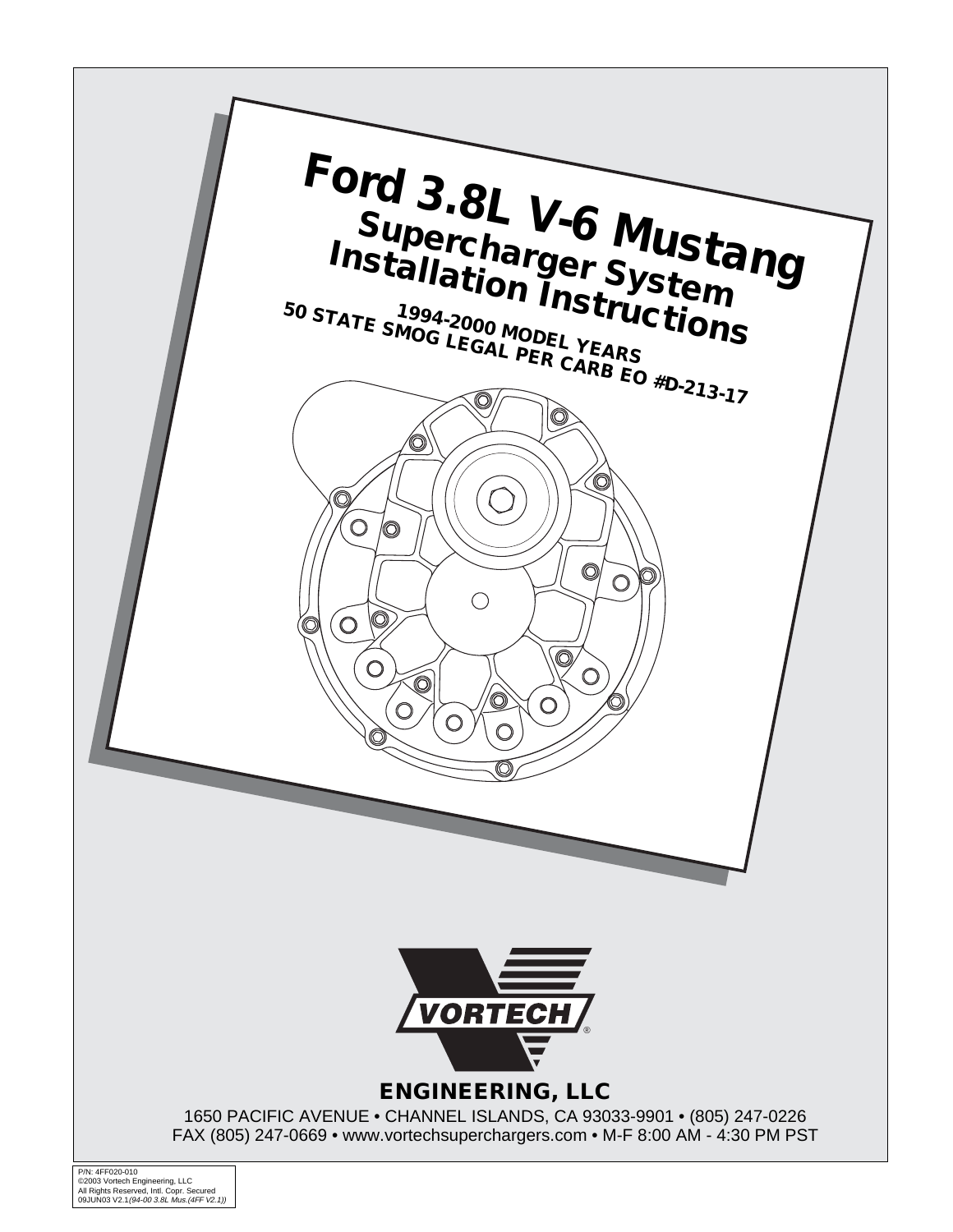# Ford 3.8L V-6 Mustang

## Supercharger System Installation Instructions

**1994-2000 MODEL YEARS**

**50 STATE SMOG LEGAL PER CARB EO #D-213-17**

VORTECH®

**ENGINEERING, LLC**

1650 PACIFIC AVENUE • CHANNEL ISLANDS, CA 93033-9901 • (805) 247-0226
FAX (805) 247-0669 • www.vortechsuperchargers.com • M-F 8:00 AM - 4:30 PM PST

P/N: 4FF020-010
©2003 Vortech Engineering, LLC
All Rights Reserved, Intl. Copr. Secured
09JUN03 V2.1*(94-00 3.8L Mus.(4FF V2.1))*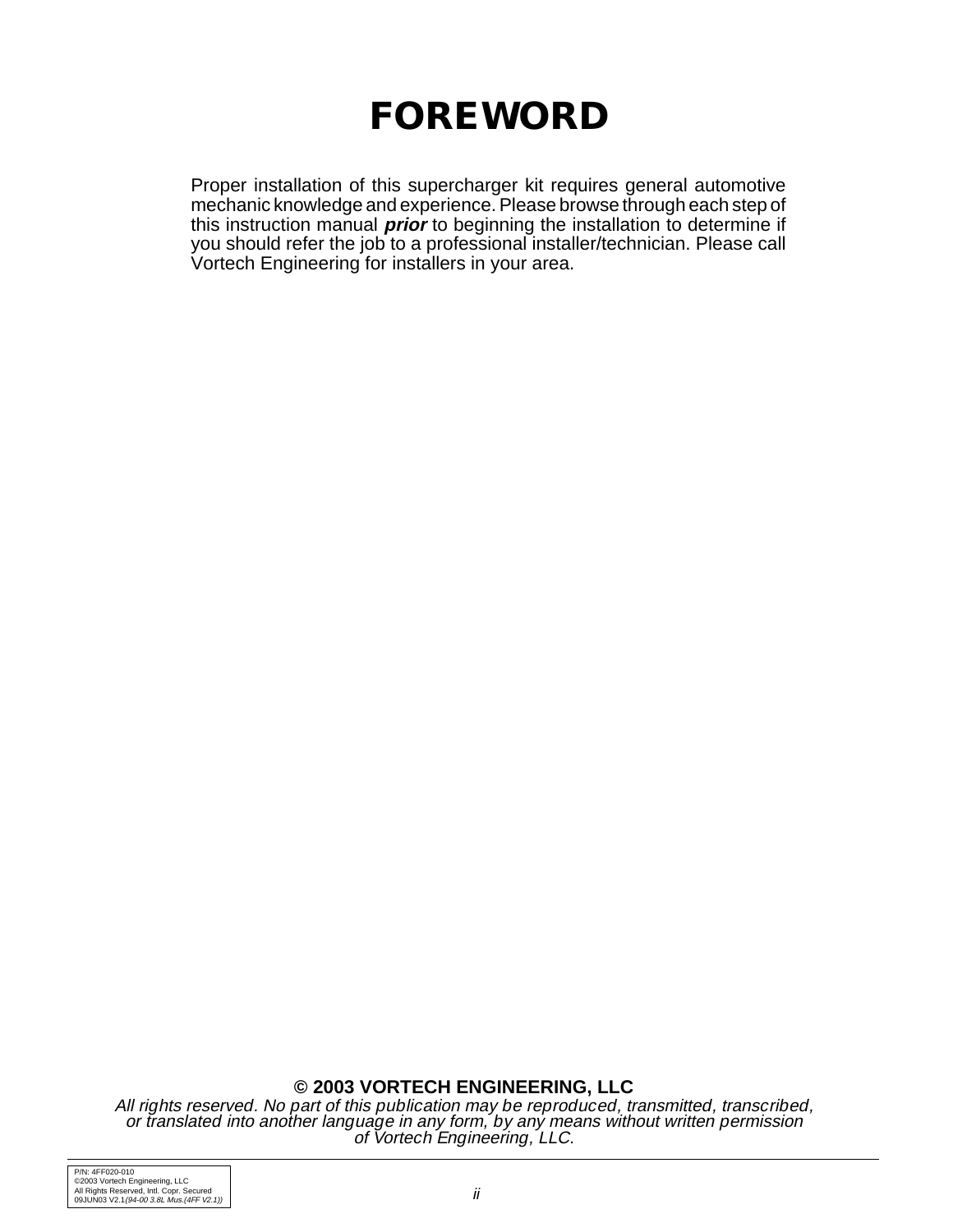# FOREWORD

Proper installation of this supercharger kit requires general automotive mechanic knowledge and experience. Please browse through each step of this instruction manual ***prior*** to beginning the installation to determine if you should refer the job to a professional installer/technician. Please call Vortech Engineering for installers in your area.

**© 2003 VORTECH ENGINEERING, LLC**

*All rights reserved. No part of this publication may be reproduced, transmitted, transcribed, or translated into another language in any form, by any means without written permission of Vortech Engineering, LLC.*

P/N: 4FF020-010
©2003 Vortech Engineering, LLC
All Rights Reserved, Intl. Copr. Secured
09JUN03 V2.1*(94-00 3.8L Mus.(4FF V2.1))*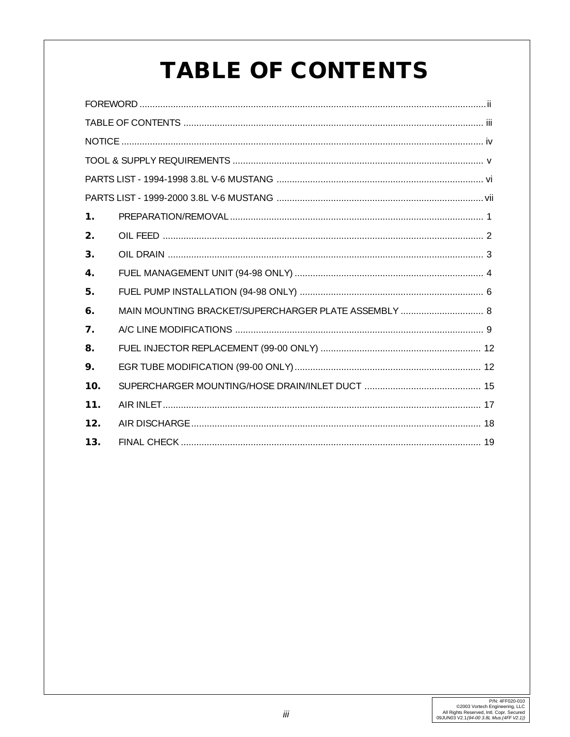# TABLE OF CONTENTS

FOREWORD .................................................................................................................................. ii

TABLE OF CONTENTS .................................................................................................................. iii

NOTICE ........................................................................................................................................ iv

TOOL & SUPPLY REQUIREMENTS ................................................................................................ v

PARTS LIST - 1994-1998 3.8L V-6 MUSTANG ............................................................................... vi

PARTS LIST - 1999-2000 3.8L V-6 MUSTANG ............................................................................... vii

**1.** PREPARATION/REMOVAL ................................................................................................ 1

**2.** OIL FEED .......................................................................................................................... 2

**3.** OIL DRAIN ........................................................................................................................ 3

**4.** FUEL MANAGEMENT UNIT (94-98 ONLY) ......................................................................... 4

**5.** FUEL PUMP INSTALLATION (94-98 ONLY) ....................................................................... 6

**6.** MAIN MOUNTING BRACKET/SUPERCHARGER PLATE ASSEMBLY ................................ 8

**7.** A/C LINE MODIFICATIONS ............................................................................................... 9

**8.** FUEL INJECTOR REPLACEMENT (99-00 ONLY) .............................................................. 12

**9.** EGR TUBE MODIFICATION (99-00 ONLY) ........................................................................ 12

**10.** SUPERCHARGER MOUNTING/HOSE DRAIN/INLET DUCT ............................................ 15

**11.** AIR INLET ...................................................................................................................... 17

**12.** AIR DISCHARGE ............................................................................................................ 18

**13.** FINAL CHECK ................................................................................................................ 19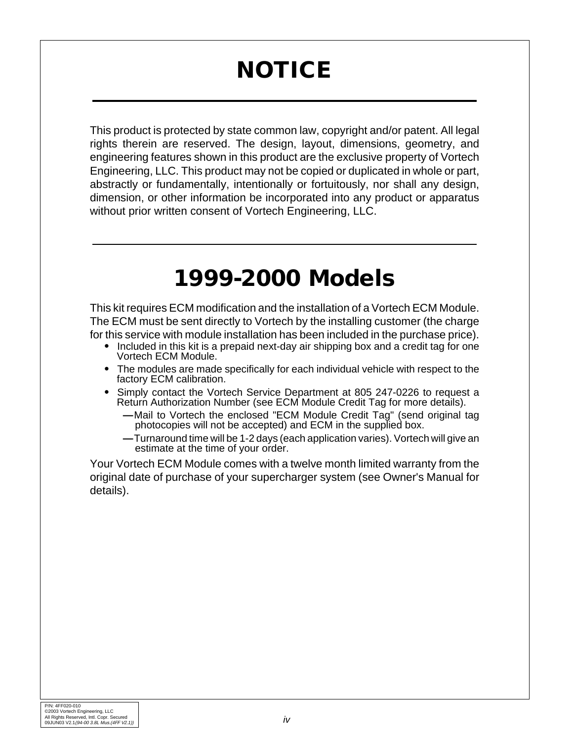# NOTICE

This product is protected by state common law, copyright and/or patent. All legal rights therein are reserved. The design, layout, dimensions, geometry, and engineering features shown in this product are the exclusive property of Vortech Engineering, LLC. This product may not be copied or duplicated in whole or part, abstractly or fundamentally, intentionally or fortuitously, nor shall any design, dimension, or other information be incorporated into any product or apparatus without prior written consent of Vortech Engineering, LLC.

# 1999-2000 Models

This kit requires ECM modification and the installation of a Vortech ECM Module. The ECM must be sent directly to Vortech by the installing customer (the charge for this service with module installation has been included in the purchase price).

- Included in this kit is a prepaid next-day air shipping box and a credit tag for one Vortech ECM Module.
- The modules are made specifically for each individual vehicle with respect to the factory ECM calibration.
- Simply contact the Vortech Service Department at 805 247-0226 to request a Return Authorization Number (see ECM Module Credit Tag for more details).
  - —Mail to Vortech the enclosed "ECM Module Credit Tag" (send original tag photocopies will not be accepted) and ECM in the supplied box.
  - —Turnaround time will be 1-2 days (each application varies). Vortech will give an estimate at the time of your order.

Your Vortech ECM Module comes with a twelve month limited warranty from the original date of purchase of your supercharger system (see Owner's Manual for details).

P/N: 4FF020-010
©2003 Vortech Engineering, LLC
All Rights Reserved, Intl. Copr. Secured
09JUN03 V2.1*(94-00 3.8L Mus.(4FF V2.1))*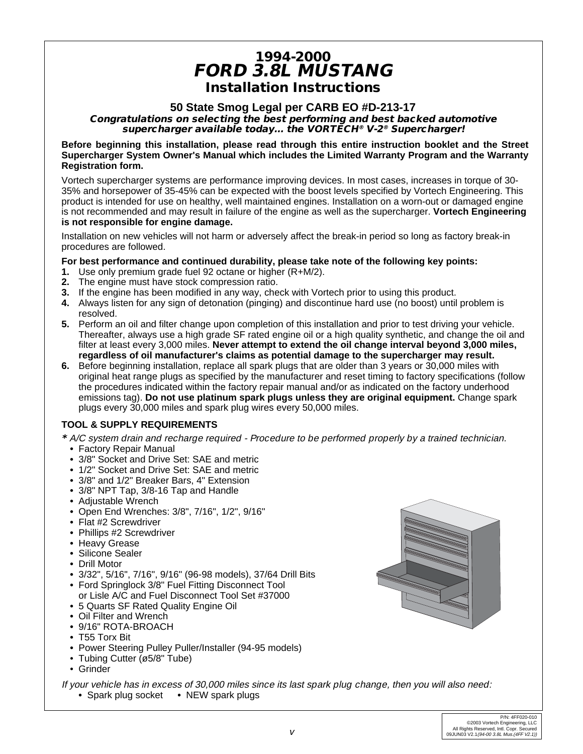# 1994-2000
# *FORD 3.8L MUSTANG*
## Installation Instructions

### 50 State Smog Legal per CARB EO #D-213-17

***Congratulations on selecting the best performing and best backed automotive supercharger available today... the VORTECH® V-2® Supercharger!***

**Before beginning this installation, please read through this entire instruction booklet and the Street Supercharger System Owner's Manual which includes the Limited Warranty Program and the Warranty Registration form.**

Vortech supercharger systems are performance improving devices. In most cases, increases in torque of 30-35% and horsepower of 35-45% can be expected with the boost levels specified by Vortech Engineering. This product is intended for use on healthy, well maintained engines. Installation on a worn-out or damaged engine is not recommended and may result in failure of the engine as well as the supercharger. **Vortech Engineering is not responsible for engine damage.**

Installation on new vehicles will not harm or adversely affect the break-in period so long as factory break-in procedures are followed.

**For best performance and continued durability, please take note of the following key points:**

1. Use only premium grade fuel 92 octane or higher (R+M/2).
2. The engine must have stock compression ratio.
3. If the engine has been modified in any way, check with Vortech prior to using this product.
4. Always listen for any sign of detonation (pinging) and discontinue hard use (no boost) until problem is resolved.
5. Perform an oil and filter change upon completion of this installation and prior to test driving your vehicle. Thereafter, always use a high grade SF rated engine oil or a high quality synthetic, and change the oil and filter at least every 3,000 miles. **Never attempt to extend the oil change interval beyond 3,000 miles, regardless of oil manufacturer's claims as potential damage to the supercharger may result.**
6. Before beginning installation, replace all spark plugs that are older than 3 years or 30,000 miles with original heat range plugs as specified by the manufacturer and reset timing to factory specifications (follow the procedures indicated within the factory repair manual and/or as indicated on the factory underhood emissions tag). **Do not use platinum spark plugs unless they are original equipment.** Change spark plugs every 30,000 miles and spark plug wires every 50,000 miles.

**TOOL & SUPPLY REQUIREMENTS**

*\* A/C system drain and recharge required - Procedure to be performed properly by a trained technician.*

- Factory Repair Manual
- 3/8" Socket and Drive Set: SAE and metric
- 1/2" Socket and Drive Set: SAE and metric
- 3/8" and 1/2" Breaker Bars, 4" Extension
- 3/8" NPT Tap, 3/8-16 Tap and Handle
- Adjustable Wrench
- Open End Wrenches: 3/8", 7/16", 1/2", 9/16"
- Flat #2 Screwdriver
- Phillips #2 Screwdriver
- Heavy Grease
- Silicone Sealer
- Drill Motor
- 3/32", 5/16", 7/16", 9/16" (96-98 models), 37/64 Drill Bits
- Ford Springlock 3/8" Fuel Fitting Disconnect Tool or Lisle A/C and Fuel Disconnect Tool Set #37000
- 5 Quarts SF Rated Quality Engine Oil
- Oil Filter and Wrench
- 9/16" ROTA-BROACH
- T55 Torx Bit
- Power Steering Pulley Puller/Installer (94-95 models)
- Tubing Cutter (ø5/8" Tube)
- Grinder

*If your vehicle has in excess of 30,000 miles since its last spark plug change, then you will also need:*

- Spark plug socket
- NEW spark plugs

P/N: 4FF020-010
©2003 Vortech Engineering, LLC
All Rights Reserved, Intl. Copr. Secured
09JUN03 V2.1*(94-00 3.8L Mus.(4FF V2.1))*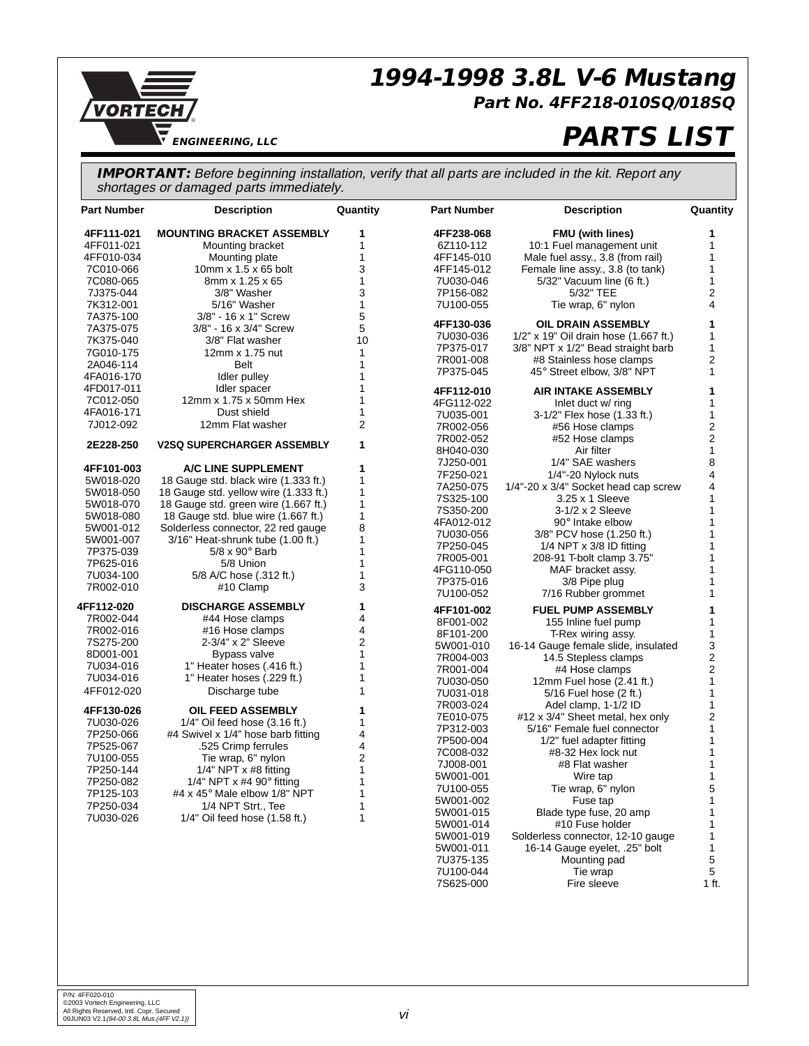# 1994-1998 3.8L V-6 Mustang

## Part No. 4FF218-010SQ/018SQ

# PARTS LIST

***IMPORTANT:*** *Before beginning installation, verify that all parts are included in the kit. Report any shortages or damaged parts immediately.*

| Part Number | Description | Quantity |
|---|---|---|
| **4FF111-021** | **MOUNTING BRACKET ASSEMBLY** | **1** |
| 4FF011-021 | Mounting bracket | 1 |
| 4FF010-034 | Mounting plate | 1 |
| 7C010-066 | 10mm x 1.5 x 65 bolt | 3 |
| 7C080-065 | 8mm x 1.25 x 65 | 1 |
| 7J375-044 | 3/8" Washer | 3 |
| 7K312-001 | 5/16" Washer | 1 |
| 7A375-100 | 3/8" - 16 x 1" Screw | 5 |
| 7A375-075 | 3/8" - 16 x 3/4" Screw | 5 |
| 7K375-040 | 3/8" Flat washer | 10 |
| 7G010-175 | 12mm x 1.75 nut | 1 |
| 2A046-114 | Belt | 1 |
| 4FA016-170 | Idler pulley | 1 |
| 4FD017-011 | Idler spacer | 1 |
| 7C012-050 | 12mm x 1.75 x 50mm Hex | 1 |
| 4FA016-171 | Dust shield | 1 |
| 7J012-092 | 12mm Flat washer | 2 |
| **2E228-250** | **V2SQ SUPERCHARGER ASSEMBLY** | **1** |
| **4FF101-003** | **A/C LINE SUPPLEMENT** | **1** |
| 5W018-020 | 18 Gauge std. black wire (1.333 ft.) | 1 |
| 5W018-050 | 18 Gauge std. yellow wire (1.333 ft.) | 1 |
| 5W018-070 | 18 Gauge std. green wire (1.667 ft.) | 1 |
| 5W018-080 | 18 Gauge std. blue wire (1.667 ft.) | 1 |
| 5W001-012 | Solderless connector, 22 red gauge | 8 |
| 5W001-007 | 3/16" Heat-shrunk tube (1.00 ft.) | 1 |
| 7P375-039 | 5/8 x 90° Barb | 1 |
| 7P625-016 | 5/8 Union | 1 |
| 7U034-100 | 5/8 A/C hose (.312 ft.) | 1 |
| 7R002-010 | #10 Clamp | 3 |
| **4FF112-020** | **DISCHARGE ASSEMBLY** | **1** |
| 7R002-044 | #44 Hose clamps | 4 |
| 7R002-016 | #16 Hose clamps | 4 |
| 7S275-200 | 2-3/4" x 2" Sleeve | 2 |
| 8D001-001 | Bypass valve | 1 |
| 7U034-016 | 1" Heater hoses (.416 ft.) | 1 |
| 7U034-016 | 1" Heater hoses (.229 ft.) | 1 |
| 4FF012-020 | Discharge tube | 1 |
| **4FF130-026** | **OIL FEED ASSEMBLY** | **1** |
| 7U030-026 | 1/4" Oil feed hose (3.16 ft.) | 1 |
| 7P250-066 | #4 Swivel x 1/4" hose barb fitting | 4 |
| 7P525-067 | .525 Crimp ferrules | 4 |
| 7U100-055 | Tie wrap, 6" nylon | 2 |
| 7P250-144 | 1/4" NPT x #8 fitting | 1 |
| 7P250-082 | 1/4" NPT x #4 90° fitting | 1 |
| 7P125-103 | #4 x 45° Male elbow 1/8" NPT | 1 |
| 7P250-034 | 1/4 NPT Strt., Tee | 1 |
| 7U030-026 | 1/4" Oil feed hose (1.58 ft.) | 1 |

| Part Number | Description | Quantity |
|---|---|---|
| **4FF238-068** | **FMU (with lines)** | **1** |
| 6Z110-112 | 10:1 Fuel management unit | 1 |
| 4FF145-010 | Male fuel assy., 3.8 (from rail) | 1 |
| 4FF145-012 | Female line assy., 3.8 (to tank) | 1 |
| 7U030-046 | 5/32" Vacuum line (6 ft.) | 1 |
| 7P156-082 | 5/32" TEE | 2 |
| 7U100-055 | Tie wrap, 6" nylon | 4 |
| **4FF130-036** | **OIL DRAIN ASSEMBLY** | **1** |
| 7U030-036 | 1/2" x 19" Oil drain hose (1.667 ft.) | 1 |
| 7P375-017 | 3/8" NPT x 1/2" Bead straight barb | 1 |
| 7R001-008 | #8 Stainless hose clamps | 2 |
| 7P375-045 | 45° Street elbow, 3/8" NPT | 1 |
| **4FF112-010** | **AIR INTAKE ASSEMBLY** | **1** |
| 4FG112-022 | Inlet duct w/ ring | 1 |
| 7U035-001 | 3-1/2" Flex hose (1.33 ft.) | 1 |
| 7R002-056 | #56 Hose clamps | 2 |
| 7R002-052 | #52 Hose clamps | 2 |
| 8H040-030 | Air filter | 1 |
| 7J250-001 | 1/4" SAE washers | 8 |
| 7F250-021 | 1/4"-20 Nylock nuts | 4 |
| 7A250-075 | 1/4"-20 x 3/4" Socket head cap screw | 4 |
| 7S325-100 | 3.25 x 1 Sleeve | 1 |
| 7S350-200 | 3-1/2 x 2 Sleeve | 1 |
| 4FA012-012 | 90° Intake elbow | 1 |
| 7U030-056 | 3/8" PCV hose (1.250 ft.) | 1 |
| 7P250-045 | 1/4 NPT x 3/8 ID fitting | 1 |
| 7R005-001 | 208-91 T-bolt clamp 3.75" | 1 |
| 4FG110-050 | MAF bracket assy. | 1 |
| 7P375-016 | 3/8 Pipe plug | 1 |
| 7U100-052 | 7/16 Rubber grommet | 1 |
| **4FF101-002** | **FUEL PUMP ASSEMBLY** | **1** |
| 8F001-002 | 155 Inline fuel pump | 1 |
| 8F101-200 | T-Rex wiring assy. | 1 |
| 5W001-010 | 16-14 Gauge female slide, insulated | 3 |
| 7R004-003 | 14.5 Stepless clamps | 2 |
| 7R001-004 | #4 Hose clamps | 2 |
| 7U030-050 | 12mm Fuel hose (2.41 ft.) | 1 |
| 7U031-018 | 5/16 Fuel hose (2 ft.) | 1 |
| 7R003-024 | Adel clamp, 1-1/2 ID | 1 |
| 7E010-075 | #12 x 3/4" Sheet metal, hex only | 2 |
| 7P312-003 | 5/16" Female fuel connector | 1 |
| 7P500-004 | 1/2" fuel adapter fitting | 1 |
| 7C008-032 | #8-32 Hex lock nut | 1 |
| 7J008-001 | #8 Flat washer | 1 |
| 5W001-001 | Wire tap | 1 |
| 7U100-055 | Tie wrap, 6" nylon | 5 |
| 5W001-002 | Fuse tap | 1 |
| 5W001-015 | Blade type fuse, 20 amp | 1 |
| 5W001-014 | #10 Fuse holder | 1 |
| 5W001-019 | Solderless connector, 12-10 gauge | 1 |
| 5W001-011 | 16-14 Gauge eyelet, .25" bolt | 1 |
| 7U375-135 | Mounting pad | 5 |
| 7U100-044 | Tie wrap | 5 |
| 7S625-000 | Fire sleeve | 1 ft. |

P/N: 4FF020-010
©2003 Vortech Engineering, LLC
All Rights Reserved, Intl. Copr. Secured
09JUN03 V2.1*(94-00 3.8L Mus.(4FF V2.1))*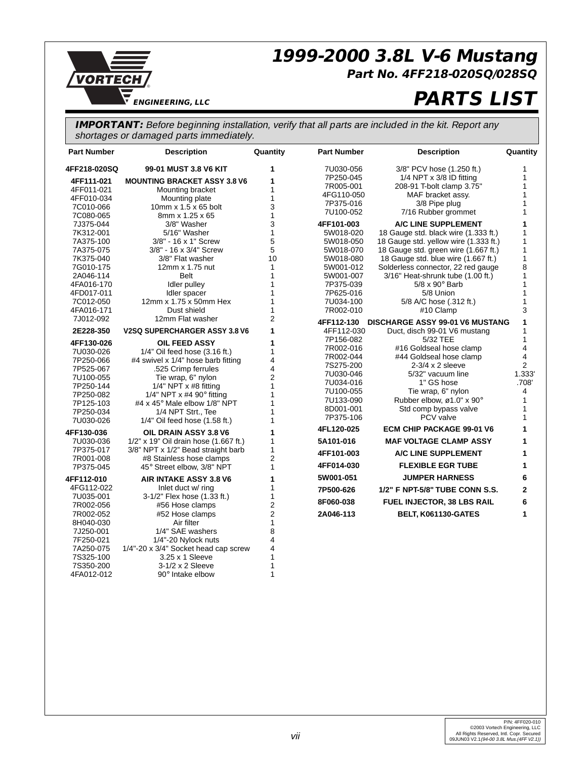# 1999-2000 3.8L V-6 Mustang

### Part No. 4FF218-020SQ/028SQ

## PARTS LIST

**IMPORTANT:** *Before beginning installation, verify that all parts are included in the kit. Report any shortages or damaged parts immediately.*

| Part Number | Description | Quantity |
|---|---|---|
| **4FF218-020SQ** | **99-01 MUST 3.8 V6 KIT** | **1** |
| **4FF111-021** | **MOUNTING BRACKET ASSY 3.8 V6** | **1** |
| 4FF011-021 | Mounting bracket | 1 |
| 4FF010-034 | Mounting plate | 1 |
| 7C010-066 | 10mm x 1.5 x 65 bolt | 3 |
| 7C080-065 | 8mm x 1.25 x 65 | 1 |
| 7J375-044 | 3/8" Washer | 3 |
| 7K312-001 | 5/16" Washer | 1 |
| 7A375-100 | 3/8" - 16 x 1" Screw | 5 |
| 7A375-075 | 3/8" - 16 x 3/4" Screw | 5 |
| 7K375-040 | 3/8" Flat washer | 10 |
| 7G010-175 | 12mm x 1.75 nut | 1 |
| 2A046-114 | Belt | 1 |
| 4FA016-170 | Idler pulley | 1 |
| 4FD017-011 | Idler spacer | 1 |
| 7C012-050 | 12mm x 1.75 x 50mm Hex | 1 |
| 4FA016-171 | Dust shield | 1 |
| 7J012-092 | 12mm Flat washer | 2 |
| **2E228-350** | **V2SQ SUPERCHARGER ASSY 3.8 V6** | **1** |
| **4FF130-026** | **OIL FEED ASSY** | **1** |
| 7U030-026 | 1/4" Oil feed hose (3.16 ft.) | 1 |
| 7P250-066 | #4 swivel x 1/4" hose barb fitting | 4 |
| 7P525-067 | .525 Crimp ferrules | 4 |
| 7U100-055 | Tie wrap, 6" nylon | 2 |
| 7P250-144 | 1/4" NPT x #8 fitting | 1 |
| 7P250-082 | 1/4" NPT x #4 90° fitting | 1 |
| 7P125-103 | #4 x 45° Male elbow 1/8" NPT | 1 |
| 7P250-034 | 1/4 NPT Strt., Tee | 1 |
| 7U030-026 | 1/4" Oil feed hose (1.58 ft.) | 1 |
| **4FF130-036** | **OIL DRAIN ASSY 3.8 V6** | **1** |
| 7U030-036 | 1/2" x 19" Oil drain hose (1.667 ft.) | 1 |
| 7P375-017 | 3/8" NPT x 1/2" Bead straight barb | 1 |
| 7R001-008 | #8 Stainless hose clamps | 2 |
| 7P375-045 | 45° Street elbow, 3/8" NPT | 1 |
| **4FF112-010** | **AIR INTAKE ASSY 3.8 V6** | **1** |
| 4FG112-022 | Inlet duct w/ ring | 1 |
| 7U035-001 | 3-1/2" Flex hose (1.33 ft.) | 1 |
| 7R002-056 | #56 Hose clamps | 2 |
| 7R002-052 | #52 Hose clamps | 2 |
| 8H040-030 | Air filter | 1 |
| 7J250-001 | 1/4" SAE washers | 8 |
| 7F250-021 | 1/4"-20 Nylock nuts | 4 |
| 7A250-075 | 1/4"-20 x 3/4" Socket head cap screw | 4 |
| 7S325-100 | 3.25 x 1 Sleeve | 1 |
| 7S350-200 | 3-1/2 x 2 Sleeve | 1 |
| 4FA012-012 | 90° Intake elbow | 1 |
| 7U030-056 | 3/8" PCV hose (1.250 ft.) | 1 |
| 7P250-045 | 1/4 NPT x 3/8 ID fitting | 1 |
| 7R005-001 | 208-91 T-bolt clamp 3.75" | 1 |
| 4FG110-050 | MAF bracket assy. | 1 |
| 7P375-016 | 3/8 Pipe plug | 1 |
| 7U100-052 | 7/16 Rubber grommet | 1 |
| **4FF101-003** | **A/C LINE SUPPLEMENT** | **1** |
| 5W018-020 | 18 Gauge std. black wire (1.333 ft.) | 1 |
| 5W018-050 | 18 Gauge std. yellow wire (1.333 ft.) | 1 |
| 5W018-070 | 18 Gauge std. green wire (1.667 ft.) | 1 |
| 5W018-080 | 18 Gauge std. blue wire (1.667 ft.) | 1 |
| 5W001-012 | Solderless connector, 22 red gauge | 8 |
| 5W001-007 | 3/16" Heat-shrunk tube (1.00 ft.) | 1 |
| 7P375-039 | 5/8 x 90° Barb | 1 |
| 7P625-016 | 5/8 Union | 1 |
| 7U034-100 | 5/8 A/C hose (.312 ft.) | 1 |
| 7R002-010 | #10 Clamp | 3 |
| **4FF112-130** | **DISCHARGE ASSY 99-01 V6 MUSTANG** | **1** |
| 4FF112-030 | Duct, disch 99-01 V6 mustang | 1 |
| 7P156-082 | 5/32 TEE | 1 |
| 7R002-016 | #16 Goldseal hose clamp | 4 |
| 7R002-044 | #44 Goldseal hose clamp | 4 |
| 7S275-200 | 2-3/4 x 2 sleeve | 2 |
| 7U030-046 | 5/32" vacuum line | 1.333' |
| 7U034-016 | 1" GS hose | .708' |
| 7U100-055 | Tie wrap, 6" nylon | 4 |
| 7U133-090 | Rubber elbow, ø1.0" x 90° | 1 |
| 8D001-001 | Std comp bypass valve | 1 |
| 7P375-106 | PCV valve | 1 |
| **4FL120-025** | **ECM CHIP PACKAGE 99-01 V6** | **1** |
| **5A101-016** | **MAF VOLTAGE CLAMP ASSY** | **1** |
| **4FF101-003** | **A/C LINE SUPPLEMENT** | **1** |
| **4FF014-030** | **FLEXIBLE EGR TUBE** | **1** |
| **5W001-051** | **JUMPER HARNESS** | **6** |
| **7P500-626** | **1/2" F NPT-5/8" TUBE CONN S.S.** | **2** |
| **8F060-038** | **FUEL INJECTOR, 38 LBS RAIL** | **6** |
| **2A046-113** | **BELT, K061130-GATES** | **1** |

P/N: 4FF020-010
©2003 Vortech Engineering, LLC
All Rights Reserved, Intl. Copr. Secured
09JUN03 V2.1*(94-00 3.8L Mus.(4FF V2.1))*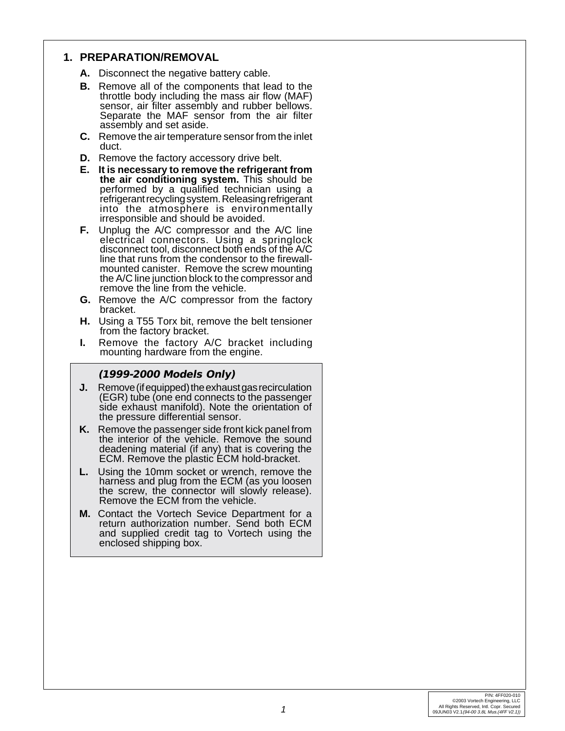## 1. PREPARATION/REMOVAL

**A.** Disconnect the negative battery cable.

**B.** Remove all of the components that lead to the throttle body including the mass air flow (MAF) sensor, air filter assembly and rubber bellows. Separate the MAF sensor from the air filter assembly and set aside.

**C.** Remove the air temperature sensor from the inlet duct.

**D.** Remove the factory accessory drive belt.

**E.** **It is necessary to remove the refrigerant from the air conditioning system.** This should be performed by a qualified technician using a refrigerant recycling system. Releasing refrigerant into the atmosphere is environmentally irresponsible and should be avoided.

**F.** Unplug the A/C compressor and the A/C line electrical connectors. Using a springlock disconnect tool, disconnect both ends of the A/C line that runs from the condensor to the firewall-mounted canister. Remove the screw mounting the A/C line junction block to the compressor and remove the line from the vehicle.

**G.** Remove the A/C compressor from the factory bracket.

**H.** Using a T55 Torx bit, remove the belt tensioner from the factory bracket.

**I.** Remove the factory A/C bracket including mounting hardware from the engine.

***(1999-2000 Models Only)***

**J.** Remove (if equipped) the exhaust gas recirculation (EGR) tube (one end connects to the passenger side exhaust manifold). Note the orientation of the pressure differential sensor.

**K.** Remove the passenger side front kick panel from the interior of the vehicle. Remove the sound deadening material (if any) that is covering the ECM. Remove the plastic ECM hold-bracket.

**L.** Using the 10mm socket or wrench, remove the harness and plug from the ECM (as you loosen the screw, the connector will slowly release). Remove the ECM from the vehicle.

**M.** Contact the Vortech Sevice Department for a return authorization number. Send both ECM and supplied credit tag to Vortech using the enclosed shipping box.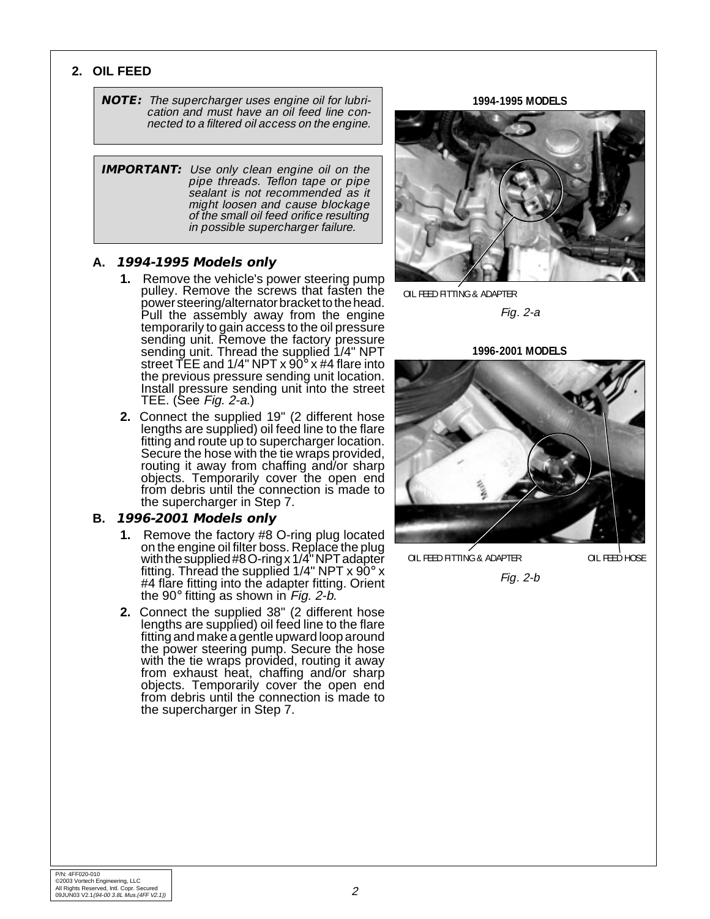## 2. OIL FEED

> ***NOTE:*** *The supercharger uses engine oil for lubrication and must have an oil feed line connected to a filtered oil access on the engine.*

> ***IMPORTANT:*** *Use only clean engine oil on the pipe threads. Teflon tape or pipe sealant is not recommended as it might loosen and cause blockage of the small oil feed orifice resulting in possible supercharger failure.*

### A. *1994-1995 Models only*

1. Remove the vehicle's power steering pump pulley. Remove the screws that fasten the power steering/alternator bracket to the head. Pull the assembly away from the engine temporarily to gain access to the oil pressure sending unit. Remove the factory pressure sending unit. Thread the supplied 1/4" NPT street TEE and 1/4" NPT x 90° x #4 flare into the previous pressure sending unit location. Install pressure sending unit into the street TEE. (See *Fig. 2-a*.)
2. Connect the supplied 19" (2 different hose lengths are supplied) oil feed line to the flare fitting and route up to supercharger location. Secure the hose with the tie wraps provided, routing it away from chaffing and/or sharp objects. Temporarily cover the open end from debris until the connection is made to the supercharger in Step 7.

### B. *1996-2001 Models only*

1. Remove the factory #8 O-ring plug located on the engine oil filter boss. Replace the plug with the supplied #8 O-ring x 1/4" NPT adapter fitting. Thread the supplied 1/4" NPT x 90° x #4 flare fitting into the adapter fitting. Orient the 90° fitting as shown in *Fig. 2-b*.
2. Connect the supplied 38" (2 different hose lengths are supplied) oil feed line to the flare fitting and make a gentle upward loop around the power steering pump. Secure the hose with the tie wraps provided, routing it away from exhaust heat, chaffing and/or sharp objects. Temporarily cover the open end from debris until the connection is made to the supercharger in Step 7.

**1994-1995 MODELS**

OIL FEED FITTING & ADAPTER

*Fig. 2-a*

**1996-2001 MODELS**

OIL FEED FITTING & ADAPTER

OIL FEED HOSE

*Fig. 2-b*

P/N: 4FF020-010
©2003 Vortech Engineering, LLC
All Rights Reserved, Intl. Copr. Secured
09JUN03 V2.1*(94-00 3.8L Mus.(4FF V2.1))*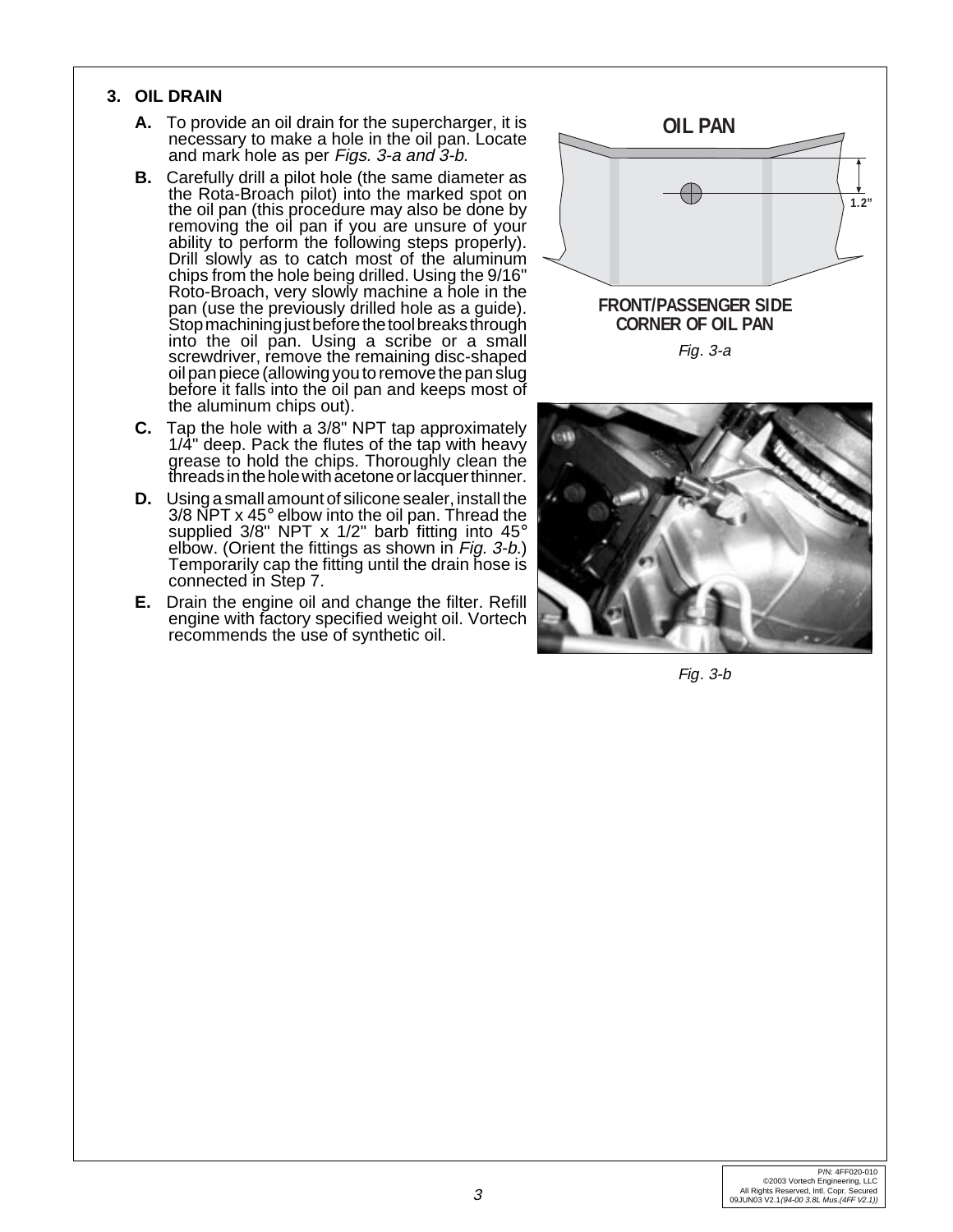## 3. OIL DRAIN

**A.** To provide an oil drain for the supercharger, it is necessary to make a hole in the oil pan. Locate and mark hole as per *Figs. 3-a and 3-b*.

**B.** Carefully drill a pilot hole (the same diameter as the Rota-Broach pilot) into the marked spot on the oil pan (this procedure may also be done by removing the oil pan if you are unsure of your ability to perform the following steps properly). Drill slowly as to catch most of the aluminum chips from the hole being drilled. Using the 9/16" Roto-Broach, very slowly machine a hole in the pan (use the previously drilled hole as a guide). Stop machining just before the tool breaks through into the oil pan. Using a scribe or a small screwdriver, remove the remaining disc-shaped oil pan piece (allowing you to remove the pan slug before it falls into the oil pan and keeps most of the aluminum chips out).

**C.** Tap the hole with a 3/8" NPT tap approximately 1/4" deep. Pack the flutes of the tap with heavy grease to hold the chips. Thoroughly clean the threads in the hole with acetone or lacquer thinner.

**D.** Using a small amount of silicone sealer, install the 3/8 NPT x 45° elbow into the oil pan. Thread the supplied 3/8" NPT x 1/2" barb fitting into 45° elbow. (Orient the fittings as shown in *Fig. 3-b*.) Temporarily cap the fitting until the drain hose is connected in Step 7.

**E.** Drain the engine oil and change the filter. Refill engine with factory specified weight oil. Vortech recommends the use of synthetic oil.

OIL PAN

1.2"

FRONT/PASSENGER SIDE CORNER OF OIL PAN

*Fig. 3-a*

*Fig. 3-b*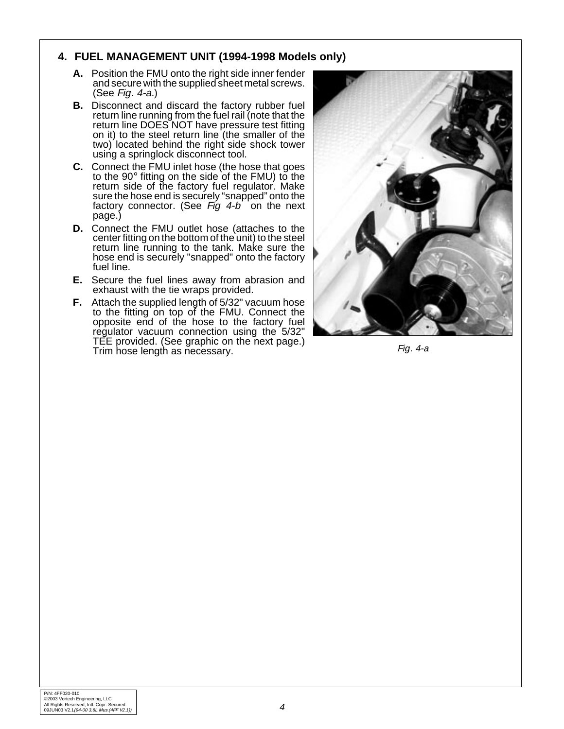## 4. FUEL MANAGEMENT UNIT (1994-1998 Models only)

**A.** Position the FMU onto the right side inner fender and secure with the supplied sheet metal screws. (See *Fig. 4-a.*)

**B.** Disconnect and discard the factory rubber fuel return line running from the fuel rail (note that the return line DOES NOT have pressure test fitting on it) to the steel return line (the smaller of the two) located behind the right side shock tower using a springlock disconnect tool.

**C.** Connect the FMU inlet hose (the hose that goes to the 90° fitting on the side of the FMU) to the return side of the factory fuel regulator. Make sure the hose end is securely "snapped" onto the factory connector. (See *Fig 4-b* on the next page.)

**D.** Connect the FMU outlet hose (attaches to the center fitting on the bottom of the unit) to the steel return line running to the tank. Make sure the hose end is securely "snapped" onto the factory fuel line.

**E.** Secure the fuel lines away from abrasion and exhaust with the tie wraps provided.

**F.** Attach the supplied length of 5/32" vacuum hose to the fitting on top of the FMU. Connect the opposite end of the hose to the factory fuel regulator vacuum connection using the 5/32" TEE provided. (See graphic on the next page.) Trim hose length as necessary.

*Fig. 4-a*

P/N: 4FF020-010
©2003 Vortech Engineering, LLC
All Rights Reserved, Intl. Copr. Secured
09JUN03 V2.1*(94-00 3.8L Mus.(4FF V2.1))*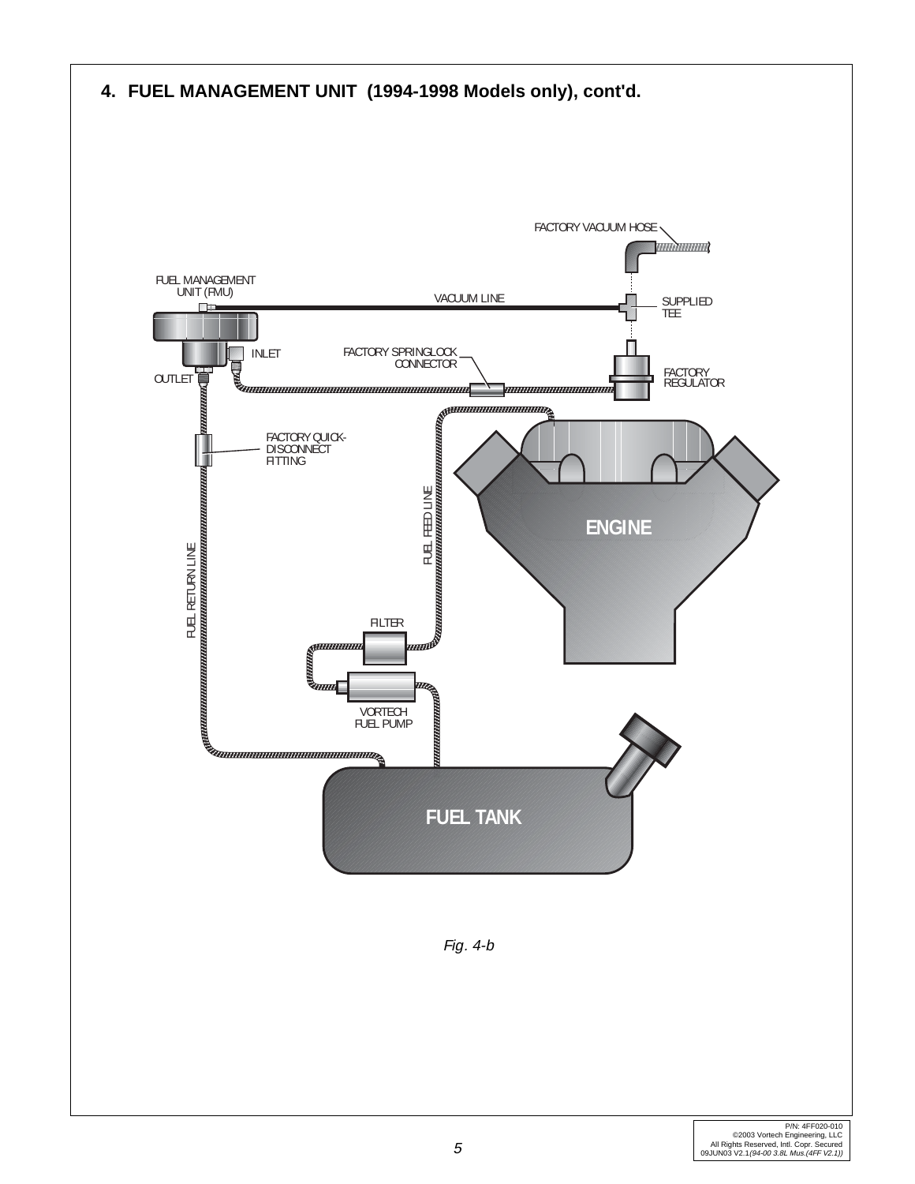## 4. FUEL MANAGEMENT UNIT (1994-1998 Models only), cont'd.

FACTORY VACUUM HOSE

FUEL MANAGEMENT UNIT (FMU)

VACUUM LINE

SUPPLIED TEE

INLET

FACTORY SPRINGLOCK CONNECTOR

FACTORY REGULATOR

OUTLET

FACTORY QUICK-DISCONNECT FITTING

ENGINE

FUEL FEED LINE

FUEL RETURN LINE

FILTER

VORTECH FUEL PUMP

FUEL TANK

*Fig. 4-b*

P/N: 4FF020-010
©2003 Vortech Engineering, LLC
All Rights Reserved, Intl. Copr. Secured
09JUN03 V2.1*(94-00 3.8L Mus.(4FF V2.1))*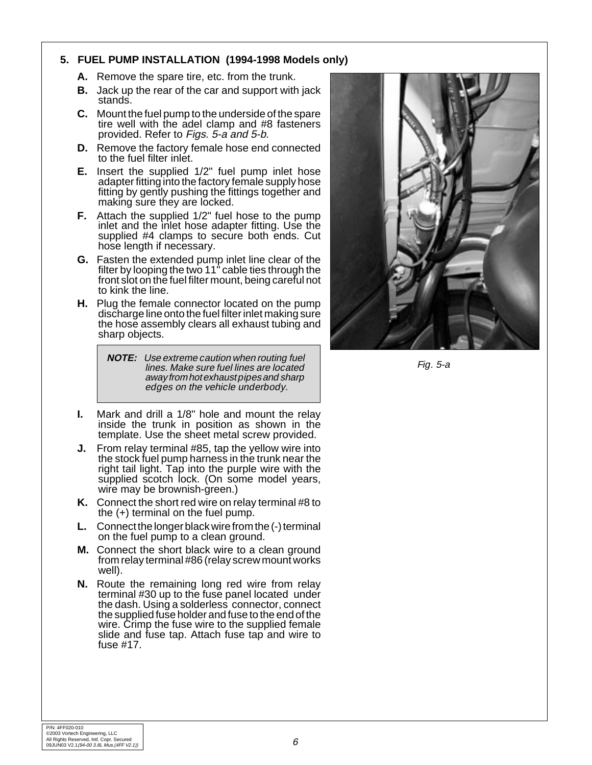## 5. FUEL PUMP INSTALLATION (1994-1998 Models only)

**A.** Remove the spare tire, etc. from the trunk.

**B.** Jack up the rear of the car and support with jack stands.

**C.** Mount the fuel pump to the underside of the spare tire well with the adel clamp and #8 fasteners provided. Refer to *Figs. 5-a and 5-b*.

**D.** Remove the factory female hose end connected to the fuel filter inlet.

**E.** Insert the supplied 1/2" fuel pump inlet hose adapter fitting into the factory female supply hose fitting by gently pushing the fittings together and making sure they are locked.

**F.** Attach the supplied 1/2" fuel hose to the pump inlet and the inlet hose adapter fitting. Use the supplied #4 clamps to secure both ends. Cut hose length if necessary.

**G.** Fasten the extended pump inlet line clear of the filter by looping the two 11" cable ties through the front slot on the fuel filter mount, being careful not to kink the line.

**H.** Plug the female connector located on the pump discharge line onto the fuel filter inlet making sure the hose assembly clears all exhaust tubing and sharp objects.

> ***NOTE:*** *Use extreme caution when routing fuel lines. Make sure fuel lines are located away from hot exhaust pipes and sharp edges on the vehicle underbody.*

**I.** Mark and drill a 1/8" hole and mount the relay inside the trunk in position as shown in the template. Use the sheet metal screw provided.

**J.** From relay terminal #85, tap the yellow wire into the stock fuel pump harness in the trunk near the right tail light. Tap into the purple wire with the supplied scotch lock. (On some model years, wire may be brownish-green.)

**K.** Connect the short red wire on relay terminal #8 to the (+) terminal on the fuel pump.

**L.** Connect the longer black wire from the (-) terminal on the fuel pump to a clean ground.

**M.** Connect the short black wire to a clean ground from relay terminal #86 (relay screw mount works well).

**N.** Route the remaining long red wire from relay terminal #30 up to the fuse panel located under the dash. Using a solderless connector, connect the supplied fuse holder and fuse to the end of the wire. Crimp the fuse wire to the supplied female slide and fuse tap. Attach fuse tap and wire to fuse #17.

*Fig. 5-a*

P/N: 4FF020-010
©2003 Vortech Engineering, LLC
All Rights Reserved, Intl. Copr. Secured
09JUN03 V2.1*(94-00 3.8L Mus.(4FF V2.1))*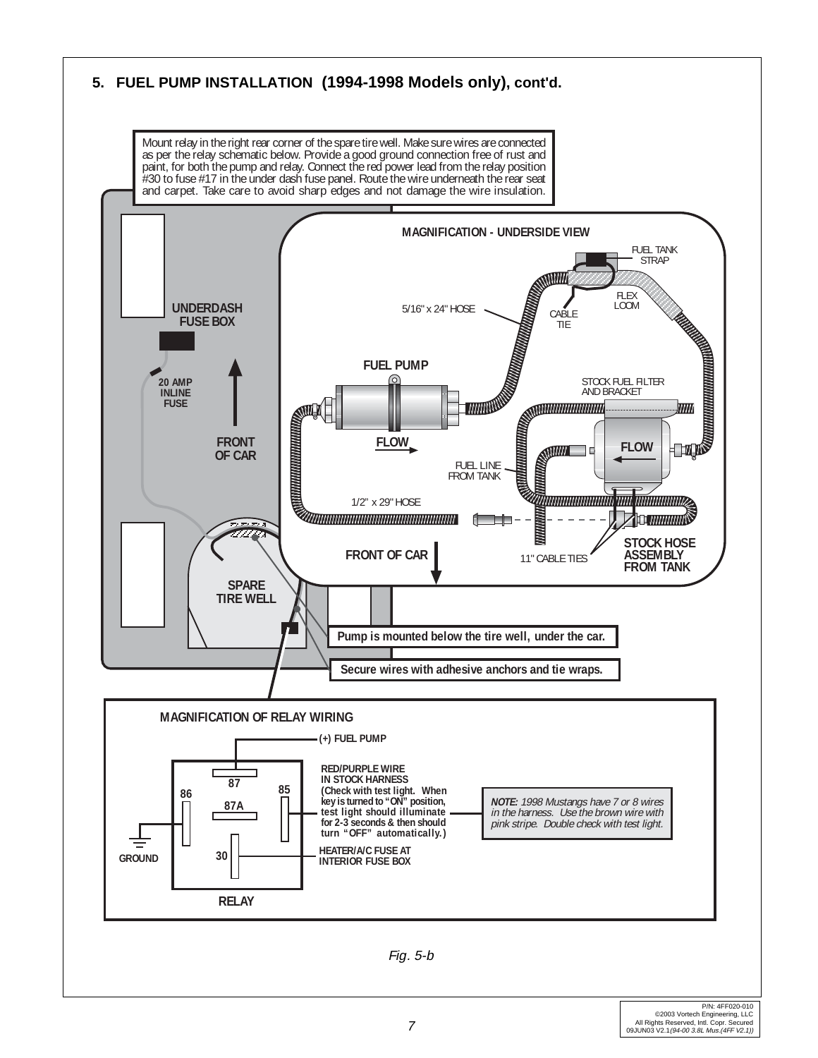## 5. FUEL PUMP INSTALLATION (1994-1998 Models only), cont'd.

Mount relay in the right rear corner of the spare tire well. Make sure wires are connected as per the relay schematic below. Provide a good ground connection free of rust and paint, for both the pump and relay. Connect the red power lead from the relay position #30 to fuse #17 in the under dash fuse panel. Route the wire underneath the rear seat and carpet. Take care to avoid sharp edges and not damage the wire insulation.

MAGNIFICATION - UNDERSIDE VIEW

FUEL TANK STRAP

FLEX LOOM

5/16" x 24" HOSE

CABLE TIE

UNDERDASH FUSE BOX

FUEL PUMP

STOCK FUEL FILTER AND BRACKET

20 AMP INLINE FUSE

FRONT OF CAR

FLOW

FLOW

FUEL LINE FROM TANK

1/2" x 29" HOSE

FRONT OF CAR

11" CABLE TIES

STOCK HOSE ASSEMBLY FROM TANK

SPARE TIRE WELL

**Pump is mounted below the tire well, under the car.**

**Secure wires with adhesive anchors and tie wraps.**

MAGNIFICATION OF RELAY WIRING

(+) FUEL PUMP

87

86

85

87A

30

GROUND

RELAY

RED/PURPLE WIRE IN STOCK HARNESS (Check with test light. When key is turned to "ON" position, test light should illuminate for 2-3 seconds & then should turn "OFF" automatically.)

HEATER/A/C FUSE AT INTERIOR FUSE BOX

***NOTE:*** *1998 Mustangs have 7 or 8 wires in the harness. Use the brown wire with pink stripe. Double check with test light.*

*Fig. 5-b*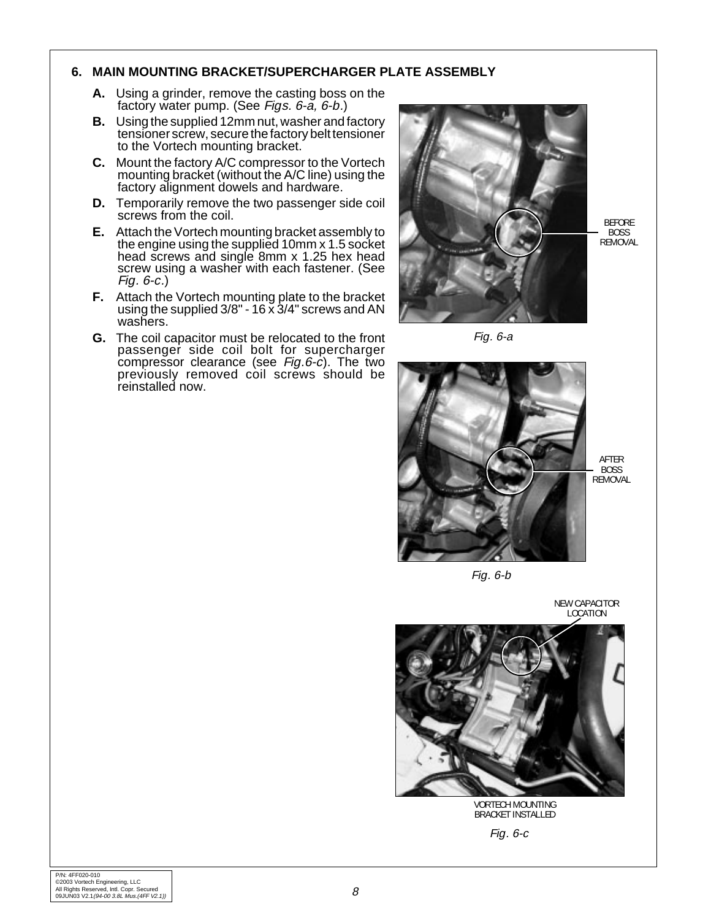## 6. MAIN MOUNTING BRACKET/SUPERCHARGER PLATE ASSEMBLY

**A.** Using a grinder, remove the casting boss on the factory water pump. (See *Figs. 6-a, 6-b*.)

**B.** Using the supplied 12mm nut, washer and factory tensioner screw, secure the factory belt tensioner to the Vortech mounting bracket.

**C.** Mount the factory A/C compressor to the Vortech mounting bracket (without the A/C line) using the factory alignment dowels and hardware.

**D.** Temporarily remove the two passenger side coil screws from the coil.

**E.** Attach the Vortech mounting bracket assembly to the engine using the supplied 10mm x 1.5 socket head screws and single 8mm x 1.25 hex head screw using a washer with each fastener. (See *Fig. 6-c*.)

**F.** Attach the Vortech mounting plate to the bracket using the supplied 3/8" - 16 x 3/4" screws and AN washers.

**G.** The coil capacitor must be relocated to the front passenger side coil bolt for supercharger compressor clearance (see *Fig.6-c*). The two previously removed coil screws should be reinstalled now.

BEFORE BOSS REMOVAL

*Fig. 6-a*

AFTER BOSS REMOVAL

*Fig. 6-b*

NEW CAPACITOR LOCATION

VORTECH MOUNTING BRACKET INSTALLED

*Fig. 6-c*

P/N: 4FF020-010
©2003 Vortech Engineering, LLC
All Rights Reserved, Intl. Copr. Secured
09JUN03 V2.1*(94-00 3.8L Mus.(4FF V2.1))*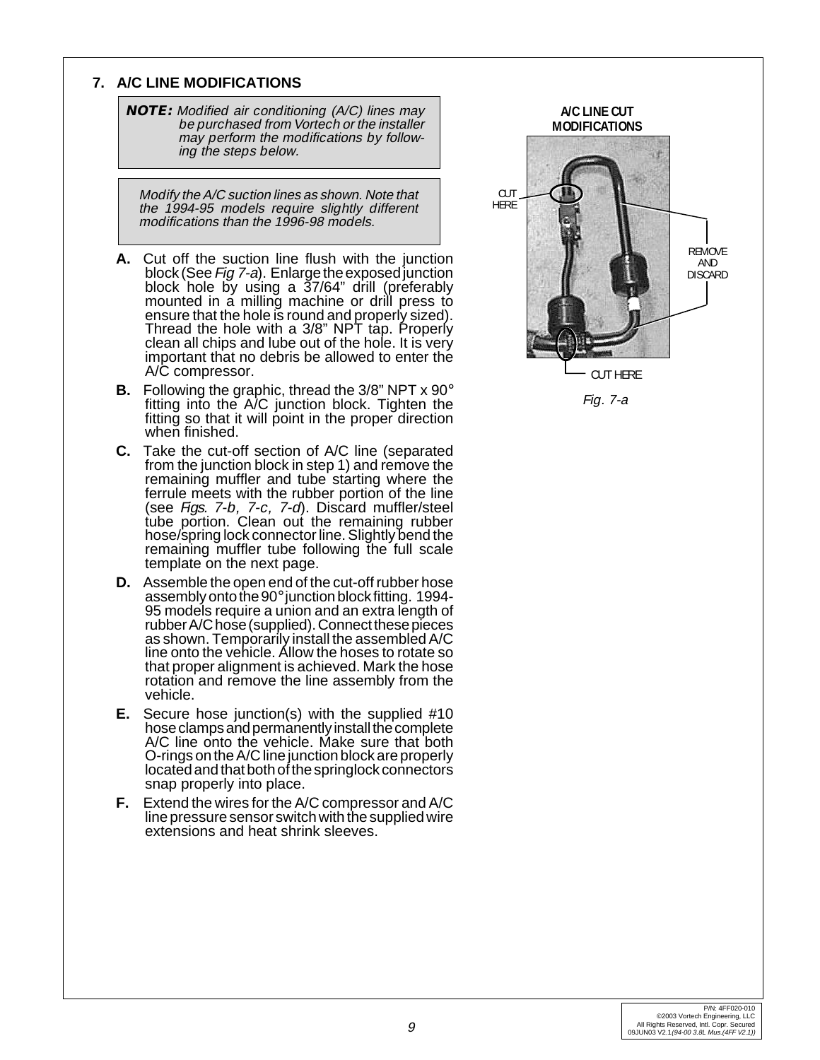## 7. A/C LINE MODIFICATIONS

> ***NOTE:*** *Modified air conditioning (A/C) lines may be purchased from Vortech or the installer may perform the modifications by following the steps below.*

> *Modify the A/C suction lines as shown. Note that the 1994-95 models require slightly different modifications than the 1996-98 models.*

**A.** Cut off the suction line flush with the junction block (See *Fig 7-a*). Enlarge the exposed junction block hole by using a 37/64" drill (preferably mounted in a milling machine or drill press to ensure that the hole is round and properly sized). Thread the hole with a 3/8" NPT tap. Properly clean all chips and lube out of the hole. It is very important that no debris be allowed to enter the A/C compressor.

**B.** Following the graphic, thread the 3/8" NPT x 90° fitting into the A/C junction block. Tighten the fitting so that it will point in the proper direction when finished.

**C.** Take the cut-off section of A/C line (separated from the junction block in step 1) and remove the remaining muffler and tube starting where the ferrule meets with the rubber portion of the line (see *Figs. 7-b, 7-c, 7-d*). Discard muffler/steel tube portion. Clean out the remaining rubber hose/spring lock connector line. Slightly bend the remaining muffler tube following the full scale template on the next page.

**D.** Assemble the open end of the cut-off rubber hose assembly onto the 90° junction block fitting. 1994-95 models require a union and an extra length of rubber A/C hose (supplied). Connect these pieces as shown. Temporarily install the assembled A/C line onto the vehicle. Allow the hoses to rotate so that proper alignment is achieved. Mark the hose rotation and remove the line assembly from the vehicle.

**E.** Secure hose junction(s) with the supplied #10 hose clamps and permanently install the complete A/C line onto the vehicle. Make sure that both O-rings on the A/C line junction block are properly located and that both of the springlock connectors snap properly into place.

**F.** Extend the wires for the A/C compressor and A/C line pressure sensor switch with the supplied wire extensions and heat shrink sleeves.

**A/C LINE CUT MODIFICATIONS**

CUT HERE

REMOVE AND DISCARD

CUT HERE

*Fig. 7-a*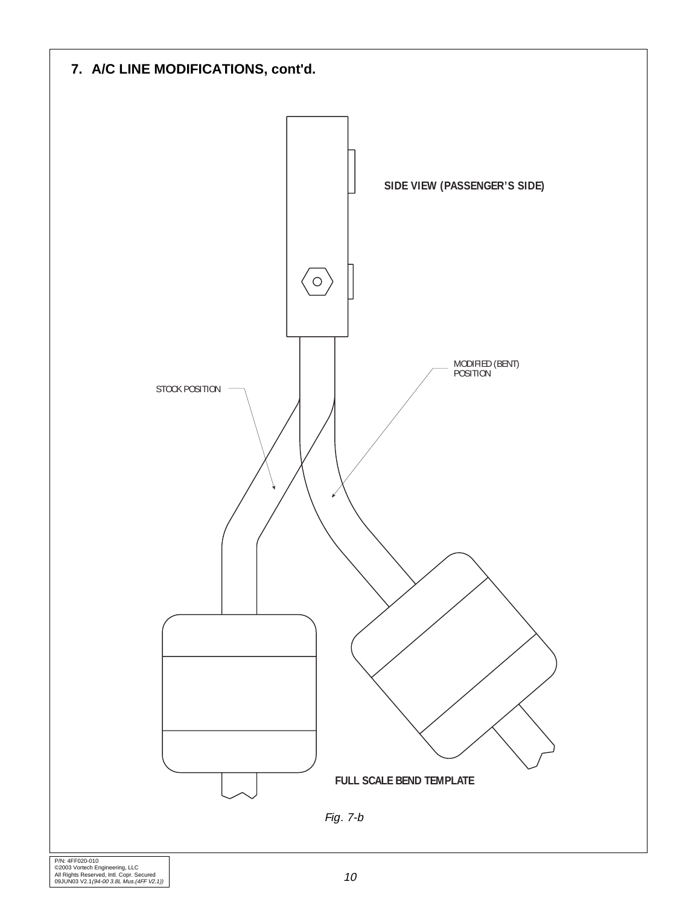## 7. A/C LINE MODIFICATIONS, cont'd.

SIDE VIEW (PASSENGER'S SIDE)

MODIFIED (BENT) POSITION

STOCK POSITION

FULL SCALE BEND TEMPLATE

*Fig. 7-b*

P/N: 4FF020-010
©2003 Vortech Engineering, LLC
All Rights Reserved, Intl. Copr. Secured
09JUN03 V2.1*(94-00 3.8L Mus.(4FF V2.1))*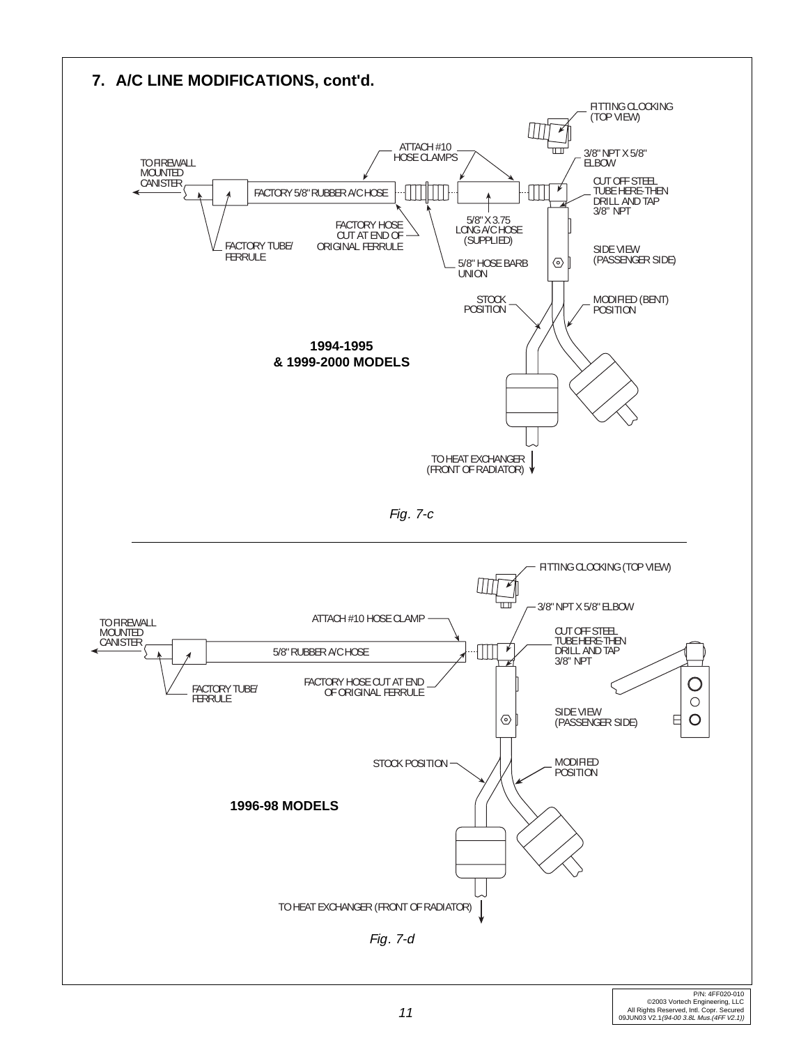## 7. A/C LINE MODIFICATIONS, cont'd.

FITTING CLOCKING (TOP VIEW)

ATTACH #10 HOSE CLAMPS

3/8" NPT X 5/8" ELBOW

TO FIREWALL MOUNTED CANISTER

FACTORY 5/8" RUBBER A/C HOSE

CUT OFF STEEL TUBE HERE-THEN DRILL AND TAP 3/8" NPT

FACTORY HOSE CUT AT END OF ORIGINAL FERRULE

5/8" X 3.75 LONG A/C HOSE (SUPPLIED)

FACTORY TUBE/ FERRULE

SIDE VIEW (PASSENGER SIDE)

5/8" HOSE BARB UNION

STOCK POSITION

MODIFIED (BENT) POSITION

**1994-1995 & 1999-2000 MODELS**

TO HEAT EXCHANGER (FRONT OF RADIATOR)

*Fig. 7-c*

---

FITTING CLOCKING (TOP VIEW)

3/8" NPT X 5/8" ELBOW

ATTACH #10 HOSE CLAMP

TO FIREWALL MOUNTED CANISTER

CUT OFF STEEL TUBE HERE-THEN DRILL AND TAP 3/8" NPT

5/8" RUBBER A/C HOSE

FACTORY HOSE CUT AT END OF ORIGINAL FERRULE

FACTORY TUBE/ FERRULE

SIDE VIEW (PASSENGER SIDE)

STOCK POSITION

MODIFIED POSITION

**1996-98 MODELS**

TO HEAT EXCHANGER (FRONT OF RADIATOR)

*Fig. 7-d*

P/N: 4FF020-010
©2003 Vortech Engineering, LLC
All Rights Reserved, Intl. Copr. Secured
09JUN03 V2.1*(94-00 3.8L Mus.(4FF V2.1))*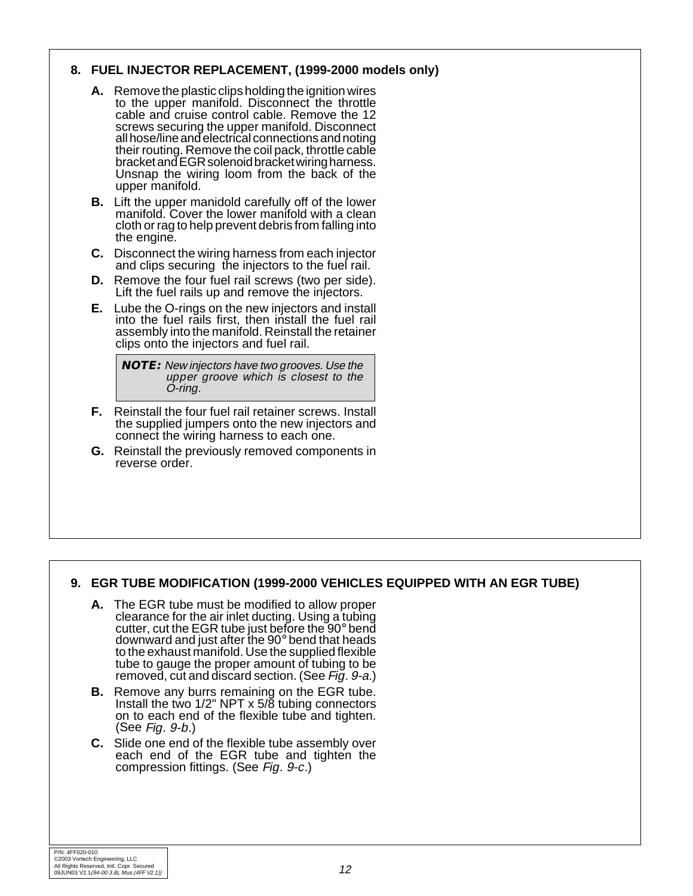## 8. FUEL INJECTOR REPLACEMENT, (1999-2000 models only)

**A.** Remove the plastic clips holding the ignition wires to the upper manifold. Disconnect the throttle cable and cruise control cable. Remove the 12 screws securing the upper manifold. Disconnect all hose/line and electrical connections and noting their routing. Remove the coil pack, throttle cable bracket and EGR solenoid bracket wiring harness. Unsnap the wiring loom from the back of the upper manifold.

**B.** Lift the upper manidold carefully off of the lower manifold. Cover the lower manifold with a clean cloth or rag to help prevent debris from falling into the engine.

**C.** Disconnect the wiring harness from each injector and clips securing the injectors to the fuel rail.

**D.** Remove the four fuel rail screws (two per side). Lift the fuel rails up and remove the injectors.

**E.** Lube the O-rings on the new injectors and install into the fuel rails first, then install the fuel rail assembly into the manifold. Reinstall the retainer clips onto the injectors and fuel rail.

> ***NOTE:*** *New injectors have two grooves. Use the upper groove which is closest to the O-ring.*

**F.** Reinstall the four fuel rail retainer screws. Install the supplied jumpers onto the new injectors and connect the wiring harness to each one.

**G.** Reinstall the previously removed components in reverse order.

## 9. EGR TUBE MODIFICATION (1999-2000 VEHICLES EQUIPPED WITH AN EGR TUBE)

**A.** The EGR tube must be modified to allow proper clearance for the air inlet ducting. Using a tubing cutter, cut the EGR tube just before the 90° bend downward and just after the 90° bend that heads to the exhaust manifold. Use the supplied flexible tube to gauge the proper amount of tubing to be removed, cut and discard section. (See *Fig. 9-a.*)

**B.** Remove any burrs remaining on the EGR tube. Install the two 1/2" NPT x 5/8 tubing connectors on to each end of the flexible tube and tighten. (See *Fig. 9-b*.)

**C.** Slide one end of the flexible tube assembly over each end of the EGR tube and tighten the compression fittings. (See *Fig. 9-c*.)

P/N: 4FF020-010
©2003 Vortech Engineering, LLC
All Rights Reserved, Intl. Copr. Secured
09JUN03 V2.1*(94-00 3.8L Mus.(4FF V2.1))*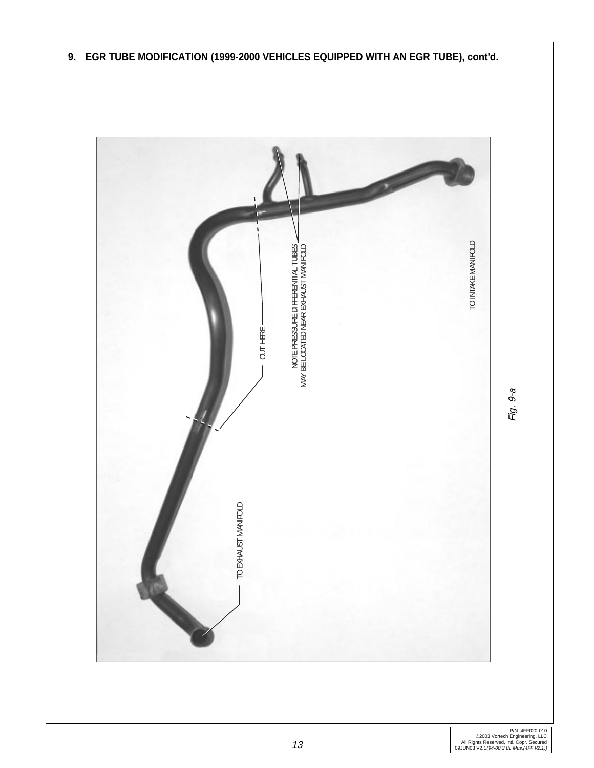**9. EGR TUBE MODIFICATION (1999-2000 VEHICLES EQUIPPED WITH AN EGR TUBE), cont'd.**

TO INTAKE MANIFOLD

NOTE PRESSURE DIFFERENTIAL TUBES MAY BE LOCATED NEAR EXHAUST MANIFOLD

CUT HERE

TO EXHAUST MANIFOLD

*Fig. 9-a*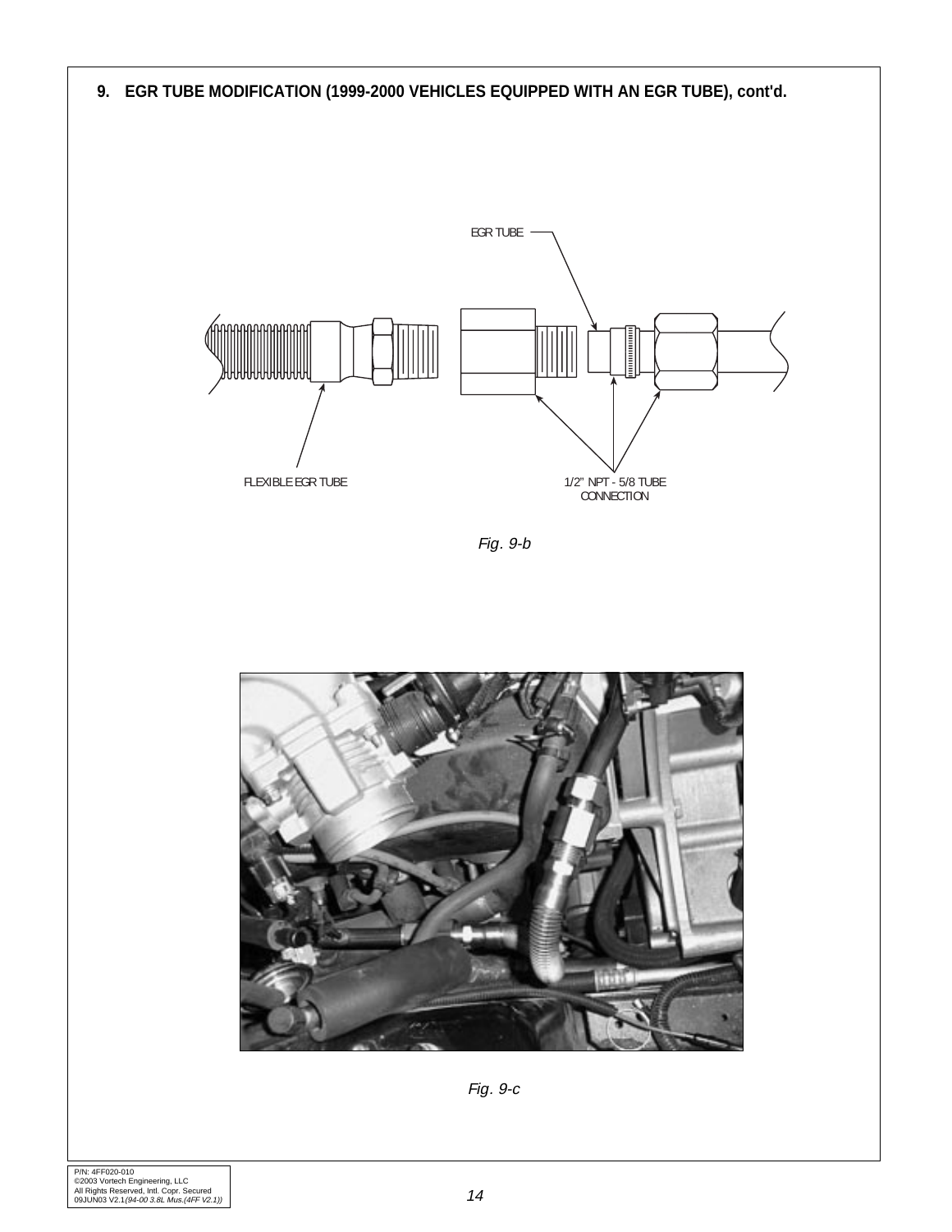## 9. EGR TUBE MODIFICATION (1999-2000 VEHICLES EQUIPPED WITH AN EGR TUBE), cont'd.

EGR TUBE

FLEXIBLE EGR TUBE

1/2" NPT - 5/8 TUBE CONNECTION

*Fig. 9-b*

*Fig. 9-c*

P/N: 4FF020-010
©2003 Vortech Engineering, LLC
All Rights Reserved, Intl. Copr. Secured
09JUN03 V2.1*(94-00 3.8L Mus.(4FF V2.1))*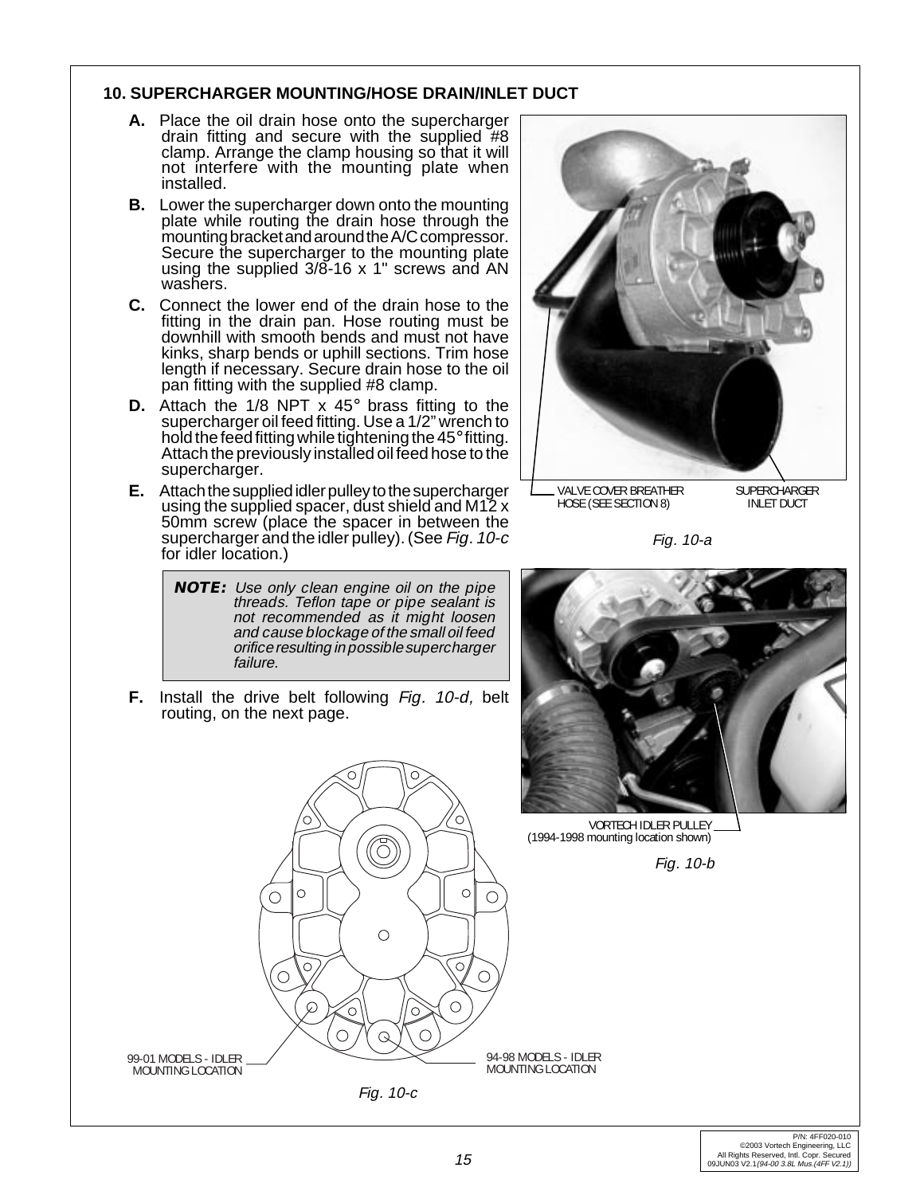## 10. SUPERCHARGER MOUNTING/HOSE DRAIN/INLET DUCT

**A.** Place the oil drain hose onto the supercharger drain fitting and secure with the supplied #8 clamp. Arrange the clamp housing so that it will not interfere with the mounting plate when installed.

**B.** Lower the supercharger down onto the mounting plate while routing the drain hose through the mounting bracket and around the A/C compressor. Secure the supercharger to the mounting plate using the supplied 3/8-16 x 1" screws and AN washers.

**C.** Connect the lower end of the drain hose to the fitting in the drain pan. Hose routing must be downhill with smooth bends and must not have kinks, sharp bends or uphill sections. Trim hose length if necessary. Secure drain hose to the oil pan fitting with the supplied #8 clamp.

**D.** Attach the 1/8 NPT x 45° brass fitting to the supercharger oil feed fitting. Use a 1/2" wrench to hold the feed fitting while tightening the 45° fitting. Attach the previously installed oil feed hose to the supercharger.

**E.** Attach the supplied idler pulley to the supercharger using the supplied spacer, dust shield and M12 x 50mm screw (place the spacer in between the supercharger and the idler pulley). (See *Fig. 10-c* for idler location.)

> ***NOTE:*** *Use only clean engine oil on the pipe threads. Teflon tape or pipe sealant is not recommended as it might loosen and cause blockage of the small oil feed orifice resulting in possible supercharger failure.*

**F.** Install the drive belt following *Fig. 10-d,* belt routing, on the next page.

VALVE COVER BREATHER HOSE (SEE SECTION 8)

SUPERCHARGER INLET DUCT

*Fig. 10-a*

VORTECH IDLER PULLEY (1994-1998 mounting location shown)

*Fig. 10-b*

99-01 MODELS - IDLER MOUNTING LOCATION

94-98 MODELS - IDLER MOUNTING LOCATION

*Fig. 10-c*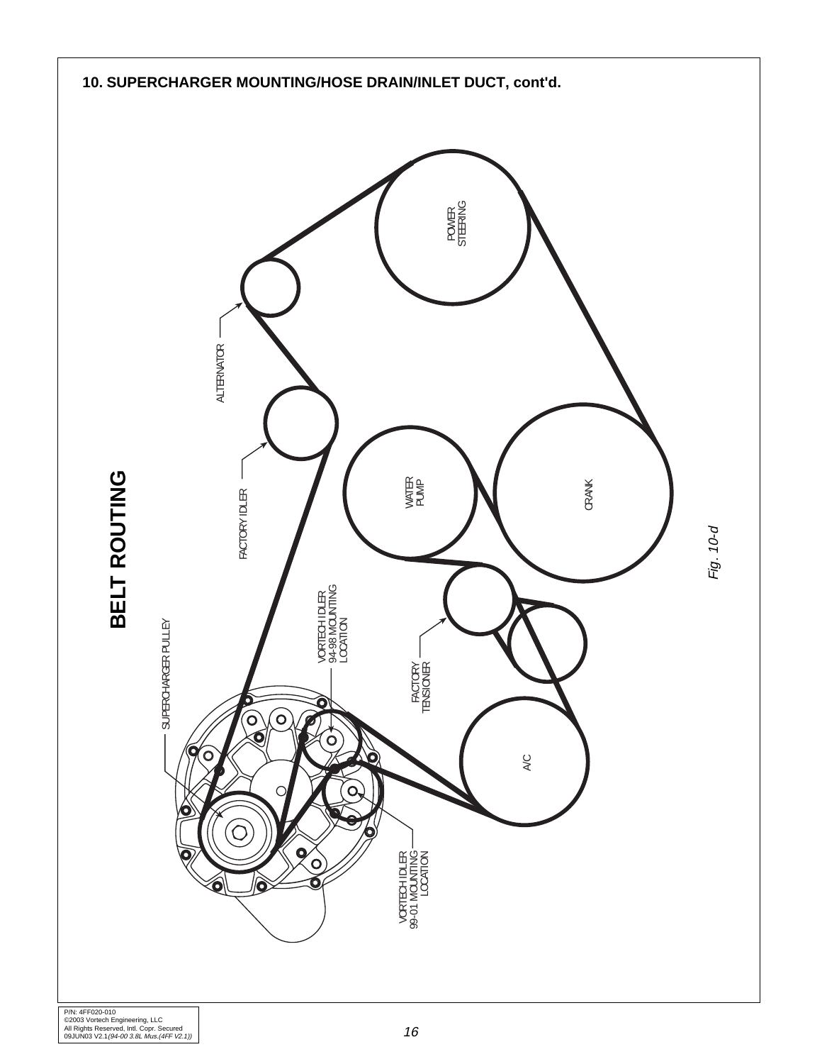## 10. SUPERCHARGER MOUNTING/HOSE DRAIN/INLET DUCT, cont'd.

### BELT ROUTING

POWER STEERING

ALTERNATOR

FACTORY IDLER

WATER PUMP

CRANK

VORTECH IDLER 94-98 MOUNTING LOCATION

SUPERCHARGER PULLEY

FACTORY TENSIONER

A/C

VORTECH IDLER 99-01 MOUNTING LOCATION

*Fig. 10-d*

P/N: 4FF020-010
©2003 Vortech Engineering, LLC
All Rights Reserved, Intl. Copr. Secured
09JUN03 V2.1*(94-00 3.8L Mus.(4FF V2.1))*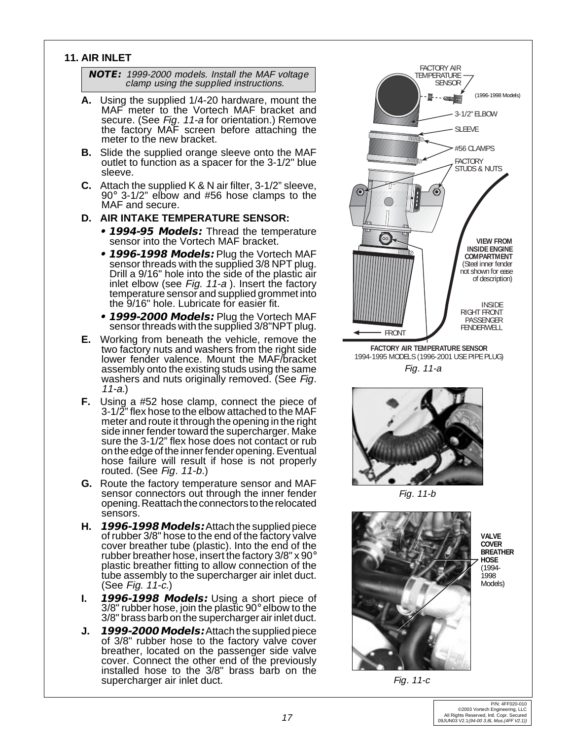## 11. AIR INLET

> ***NOTE:*** *1999-2000 models. Install the MAF voltage clamp using the supplied instructions.*

**A.** Using the supplied 1/4-20 hardware, mount the MAF meter to the Vortech MAF bracket and secure. (See *Fig. 11-a* for orientation.) Remove the factory MAF screen before attaching the meter to the new bracket.

**B.** Slide the supplied orange sleeve onto the MAF outlet to function as a spacer for the 3-1/2" blue sleeve.

**C.** Attach the supplied K & N air filter, 3-1/2" sleeve, 90° 3-1/2" elbow and #56 hose clamps to the MAF and secure.

**D. AIR INTAKE TEMPERATURE SENSOR:**

- ***1994-95 Models:*** Thread the temperature sensor into the Vortech MAF bracket.
- ***1996-1998 Models:*** Plug the Vortech MAF sensor threads with the supplied 3/8 NPT plug. Drill a 9/16" hole into the side of the plastic air inlet elbow (see *Fig. 11-a* ). Insert the factory temperature sensor and supplied grommet into the 9/16" hole. Lubricate for easier fit.
- ***1999-2000 Models:*** Plug the Vortech MAF sensor threads with the supplied 3/8"NPT plug.

**E.** Working from beneath the vehicle, remove the two factory nuts and washers from the right side lower fender valence. Mount the MAF/bracket assembly onto the existing studs using the same washers and nuts originally removed. (See *Fig. 11-a.*)

**F.** Using a #52 hose clamp, connect the piece of 3-1/2" flex hose to the elbow attached to the MAF meter and route it through the opening in the right side inner fender toward the supercharger. Make sure the 3-1/2" flex hose does not contact or rub on the edge of the inner fender opening. Eventual hose failure will result if hose is not properly routed. (See *Fig. 11-b*.)

**G.** Route the factory temperature sensor and MAF sensor connectors out through the inner fender opening. Reattach the connectors to the relocated sensors.

**H.** ***1996-1998 Models:*** Attach the supplied piece of rubber 3/8" hose to the end of the factory valve cover breather tube (plastic). Into the end of the rubber breather hose, insert the factory 3/8" x 90° plastic breather fitting to allow connection of the tube assembly to the supercharger air inlet duct. (See *Fig. 11-c*.)

**I.** ***1996-1998 Models:*** Using a short piece of 3/8" rubber hose, join the plastic 90° elbow to the 3/8" brass barb on the supercharger air inlet duct.

**J.** ***1999-2000 Models:*** Attach the supplied piece of 3/8" rubber hose to the factory valve cover breather, located on the passenger side valve cover. Connect the other end of the previously installed hose to the 3/8" brass barb on the supercharger air inlet duct.

FACTORY AIR TEMPERATURE SENSOR (1996-1998 Models)

3-1/2" ELBOW

SLEEVE

#56 CLAMPS

FACTORY STUDS & NUTS

**VIEW FROM INSIDE ENGINE COMPARTMENT** (Steel inner fender not shown for ease of description)

INSIDE RIGHT FRONT PASSENGER FENDERWELL

FRONT

**FACTORY AIR TEMPERATURE SENSOR**
1994-1995 MODELS (1996-2001 USE PIPE PLUG)

*Fig. 11-a*

*Fig. 11-b*

**VALVE COVER BREATHER HOSE** (1994-1998 Models)

*Fig. 11-c*

P/N: 4FF020-010
©2003 Vortech Engineering, LLC
All Rights Reserved, Intl. Copr. Secured
09JUN03 V2.1*(94-00 3.8L Mus.(4FF V2.1))*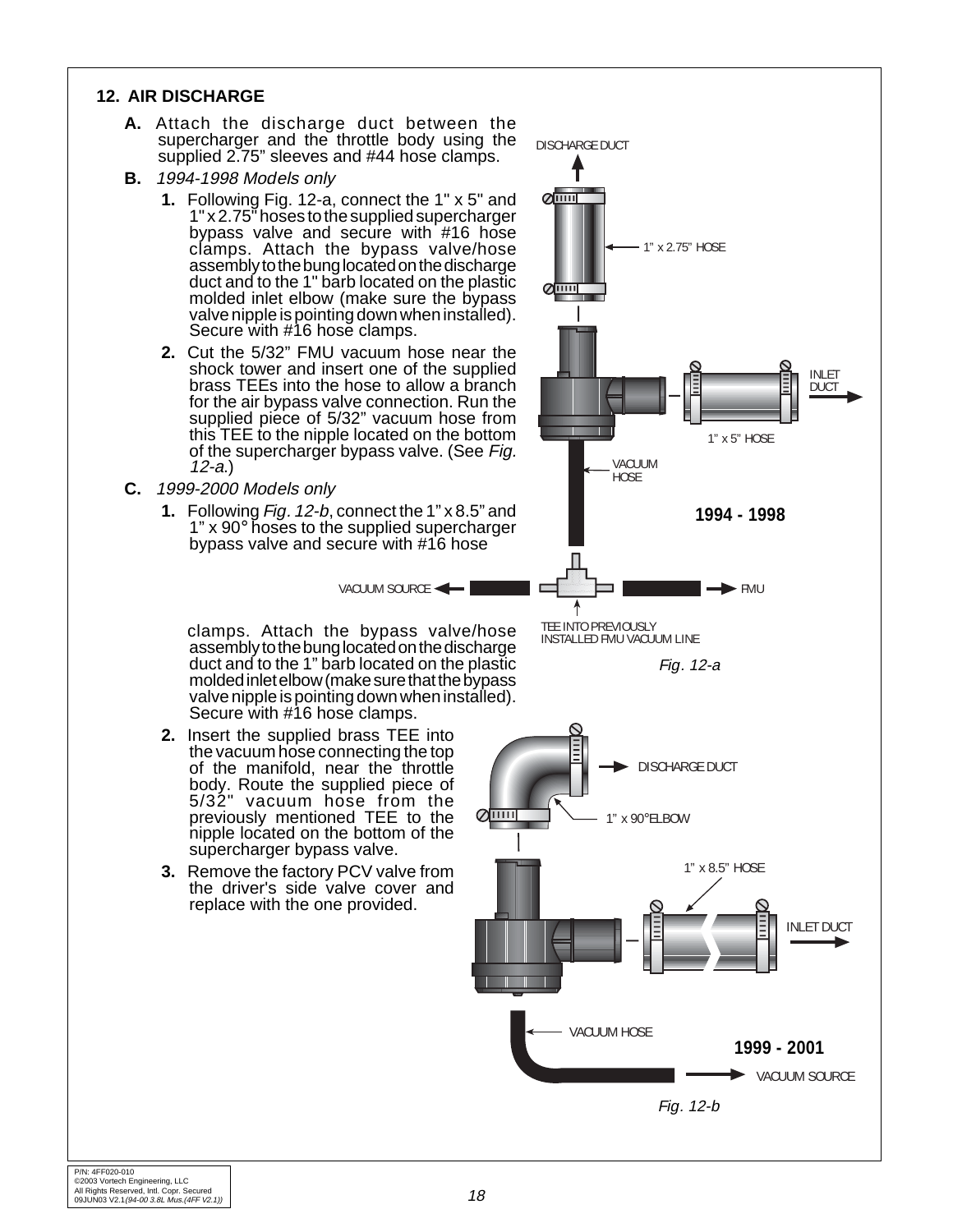## 12. AIR DISCHARGE

**A.** Attach the discharge duct between the supercharger and the throttle body using the supplied 2.75" sleeves and #44 hose clamps.

**B.** *1994-1998 Models only*

1. Following Fig. 12-a, connect the 1" x 5" and 1" x 2.75" hoses to the supplied supercharger bypass valve and secure with #16 hose clamps. Attach the bypass valve/hose assembly to the bung located on the discharge duct and to the 1" barb located on the plastic molded inlet elbow (make sure the bypass valve nipple is pointing down when installed). Secure with #16 hose clamps.
2. Cut the 5/32" FMU vacuum hose near the shock tower and insert one of the supplied brass TEEs into the hose to allow a branch for the air bypass valve connection. Run the supplied piece of 5/32" vacuum hose from this TEE to the nipple located on the bottom of the supercharger bypass valve. (See *Fig. 12-a.*)

**C.** *1999-2000 Models only*

1. Following *Fig. 12-b*, connect the 1" x 8.5" and 1" x 90° hoses to the supplied supercharger bypass valve and secure with #16 hose clamps. Attach the bypass valve/hose assembly to the bung located on the discharge duct and to the 1" barb located on the plastic molded inlet elbow (make sure that the bypass valve nipple is pointing down when installed). Secure with #16 hose clamps.
2. Insert the supplied brass TEE into the vacuum hose connecting the top of the manifold, near the throttle body. Route the supplied piece of 5/32" vacuum hose from the previously mentioned TEE to the nipple located on the bottom of the supercharger bypass valve.
3. Remove the factory PCV valve from the driver's side valve cover and replace with the one provided.

DISCHARGE DUCT
1" x 2.75" HOSE
INLET DUCT
1" x 5" HOSE
VACUUM HOSE
**1994 - 1998**
VACUUM SOURCE
FMU
TEE INTO PREVIOUSLY INSTALLED FMU VACUUM LINE

*Fig. 12-a*

DISCHARGE DUCT
1" x 90° ELBOW
1" x 8.5" HOSE
INLET DUCT
VACUUM HOSE
**1999 - 2001**
VACUUM SOURCE

*Fig. 12-b*

P/N: 4FF020-010
©2003 Vortech Engineering, LLC
All Rights Reserved, Intl. Copr. Secured
09JUN03 V2.1*(94-00 3.8L Mus.(4FF V2.1))*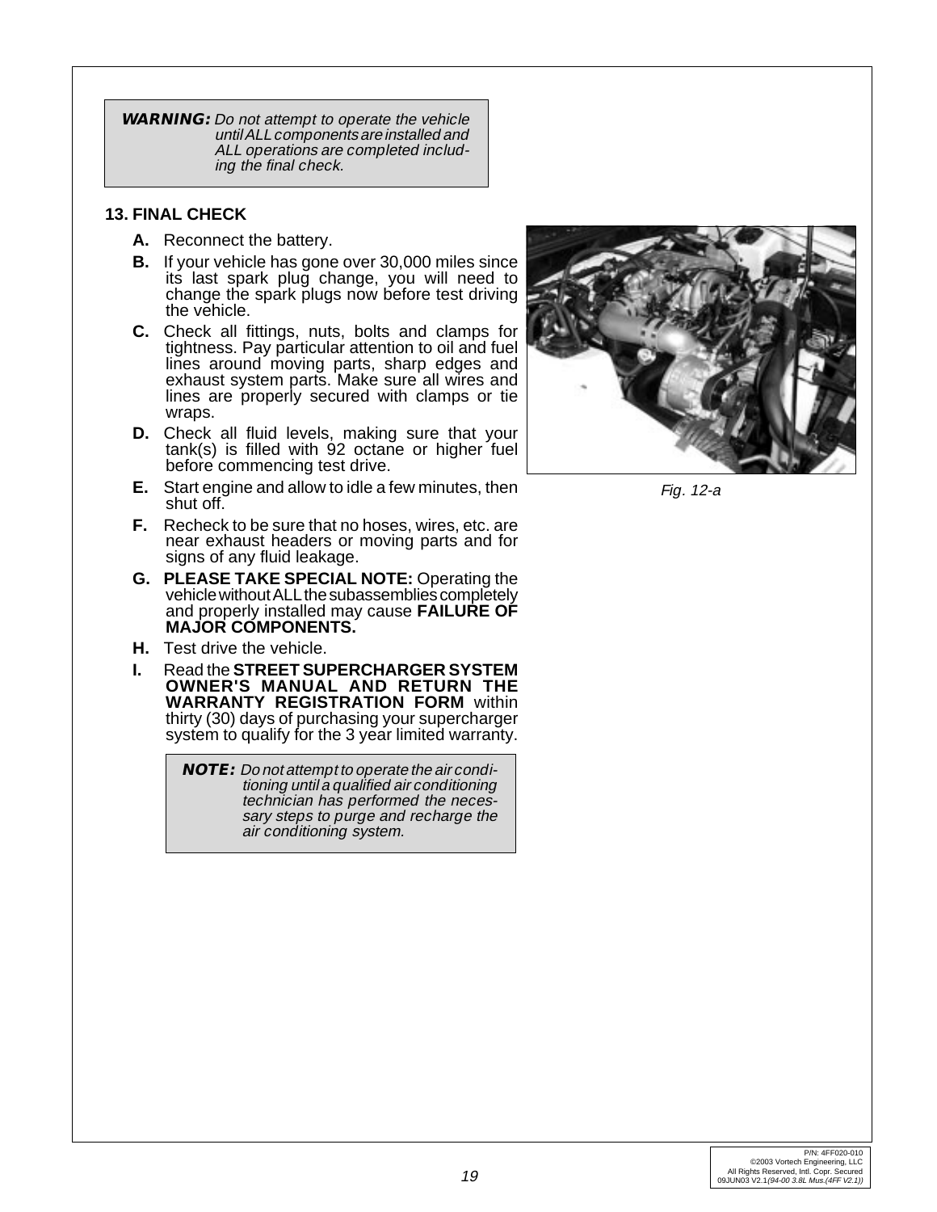**WARNING:** *Do not attempt to operate the vehicle until ALL components are installed and ALL operations are completed including the final check.*

## 13. FINAL CHECK

**A.** Reconnect the battery.

**B.** If your vehicle has gone over 30,000 miles since its last spark plug change, you will need to change the spark plugs now before test driving the vehicle.

**C.** Check all fittings, nuts, bolts and clamps for tightness. Pay particular attention to oil and fuel lines around moving parts, sharp edges and exhaust system parts. Make sure all wires and lines are properly secured with clamps or tie wraps.

**D.** Check all fluid levels, making sure that your tank(s) is filled with 92 octane or higher fuel before commencing test drive.

**E.** Start engine and allow to idle a few minutes, then shut off.

**F.** Recheck to be sure that no hoses, wires, etc. are near exhaust headers or moving parts and for signs of any fluid leakage.

**G. PLEASE TAKE SPECIAL NOTE:** Operating the vehicle without ALL the subassemblies completely and properly installed may cause **FAILURE OF MAJOR COMPONENTS.**

**H.** Test drive the vehicle.

**I.** Read the **STREET SUPERCHARGER SYSTEM OWNER'S MANUAL AND RETURN THE WARRANTY REGISTRATION FORM** within thirty (30) days of purchasing your supercharger system to qualify for the 3 year limited warranty.

**NOTE:** *Do not attempt to operate the air conditioning until a qualified air conditioning technician has performed the necessary steps to purge and recharge the air conditioning system.*

*Fig. 12-a*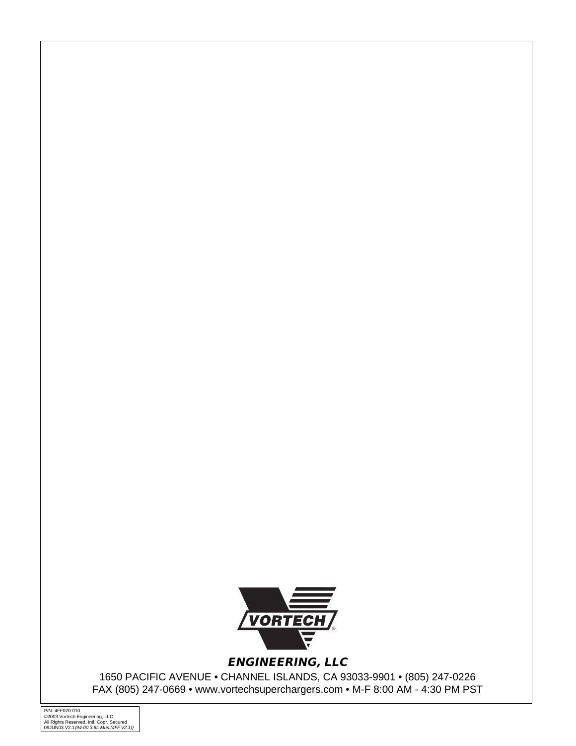VORTECH®

*ENGINEERING, LLC*

1650 PACIFIC AVENUE • CHANNEL ISLANDS, CA 93033-9901 • (805) 247-0226
FAX (805) 247-0669 • www.vortechsuperchargers.com • M-F 8:00 AM - 4:30 PM PST

P/N: 4FF020-010
©2003 Vortech Engineering, LLC
All Rights Reserved, Intl. Copr. Secured
09JUN03 V2.1*(94-00 3.8L Mus.(4FF V2.1))*